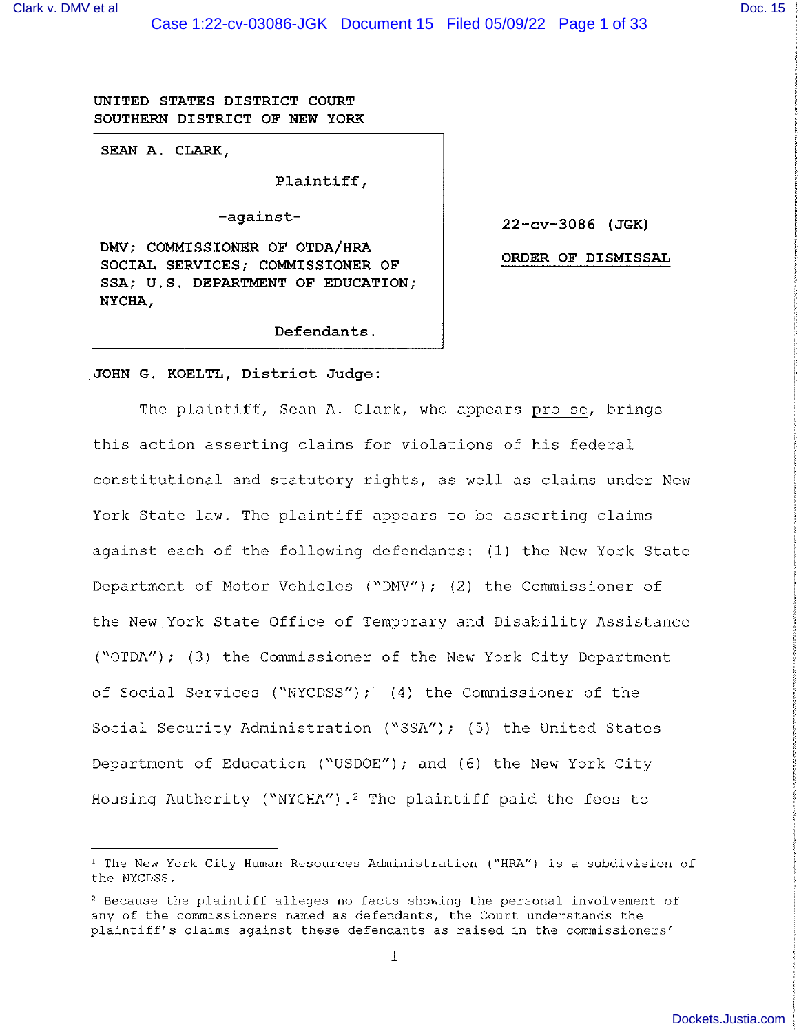UNITED STATES DISTRICT COURT
SOUTHERN DISTRICT OF NEW YORK

SEAN A. CLARK,

Plaintiff,

-against-

DMV; COMMISSIONER OF OTDA/HRA SOCIAL SERVICES; COMMISSIONER OF SSA; U.S. DEPARTMENT OF EDUCATION; NYCHA,

Defendants.

22-cv-3086 (JGK)

ORDER OF DISMISSAL

JOHN G. KOELTL, District Judge:

The plaintiff, Sean A. Clark, who appears pro se, brings this action asserting claims for violations of his federal constitutional and statutory rights, as well as claims under New York State law. The plaintiff appears to be asserting claims against each of the following defendants: (1) the New York State Department of Motor Vehicles ("DMV"); (2) the Commissioner of the New York State Office of Temporary and Disability Assistance ("OTDA"); (3) the Commissioner of the New York City Department of Social Services ("NYCDSS");[1] (4) the Commissioner of the Social Security Administration ("SSA"); (5) the United States Department of Education ("USDOE"); and (6) the New York City Housing Authority ("NYCHA").[2] The plaintiff paid the fees to

---

[1] The New York City Human Resources Administration ("HRA") is a subdivision of the NYCDSS.

[2] Because the plaintiff alleges no facts showing the personal involvement of any of the commissioners named as defendants, the Court understands the plaintiff's claims against these defendants as raised in the commissioners'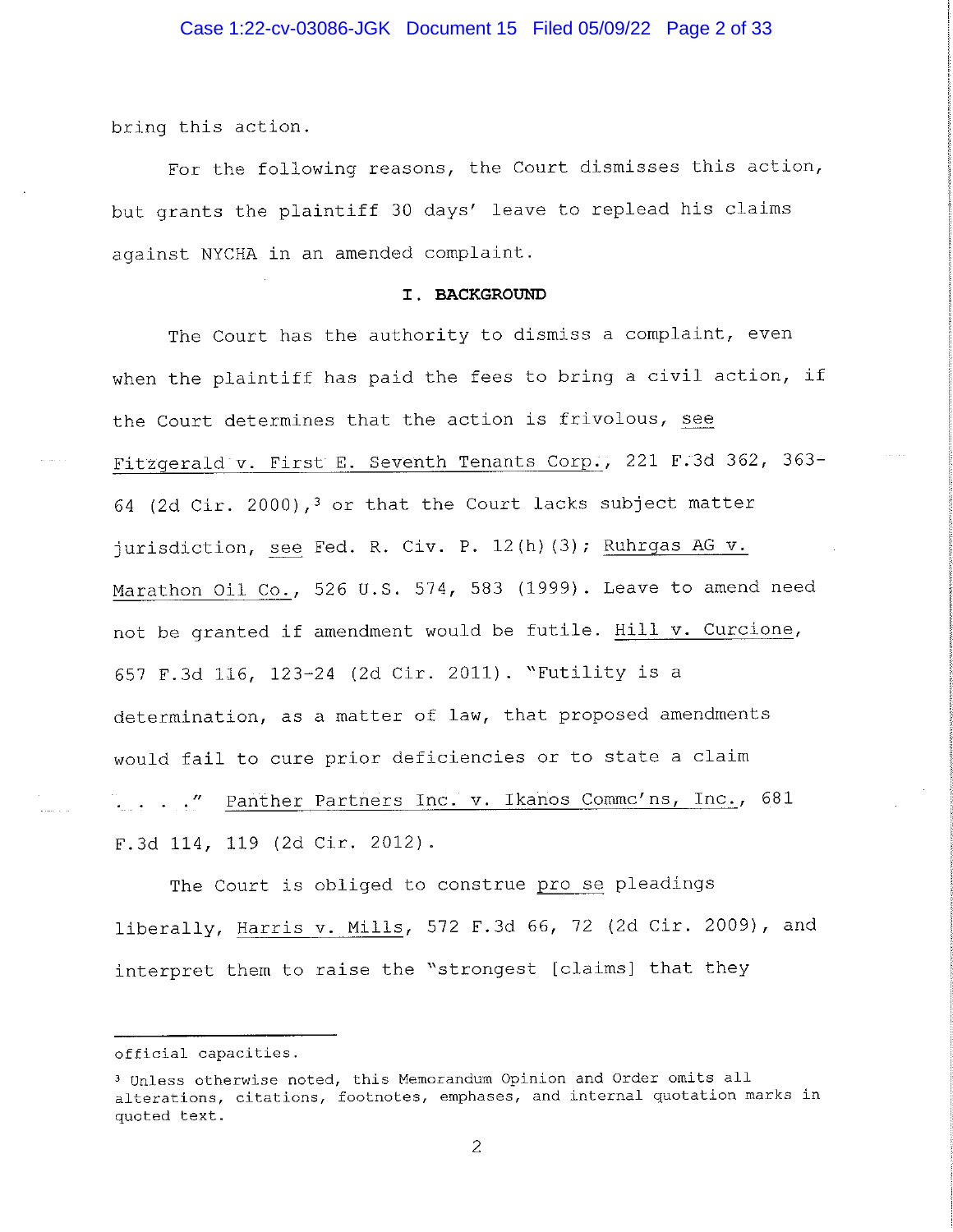bring this action.

For the following reasons, the Court dismisses this action, but grants the plaintiff 30 days' leave to replead his claims against NYCHA in an amended complaint.

## I. BACKGROUND

The Court has the authority to dismiss a complaint, even when the plaintiff has paid the fees to bring a civil action, if the Court determines that the action is frivolous, see Fitzgerald v. First E. Seventh Tenants Corp., 221 F.3d 362, 363-64 (2d Cir. 2000),[3] or that the Court lacks subject matter jurisdiction, see Fed. R. Civ. P. 12(h)(3); Ruhrgas AG v. Marathon Oil Co., 526 U.S. 574, 583 (1999). Leave to amend need not be granted if amendment would be futile. Hill v. Curcione, 657 F.3d 116, 123-24 (2d Cir. 2011). "Futility is a determination, as a matter of law, that proposed amendments would fail to cure prior deficiencies or to state a claim . . . ." Panther Partners Inc. v. Ikanos Commc'ns, Inc., 681 F.3d 114, 119 (2d Cir. 2012).

The Court is obliged to construe pro se pleadings liberally, Harris v. Mills, 572 F.3d 66, 72 (2d Cir. 2009), and interpret them to raise the "strongest [claims] that they

---

official capacities.

[3] Unless otherwise noted, this Memorandum Opinion and Order omits all alterations, citations, footnotes, emphases, and internal quotation marks in quoted text.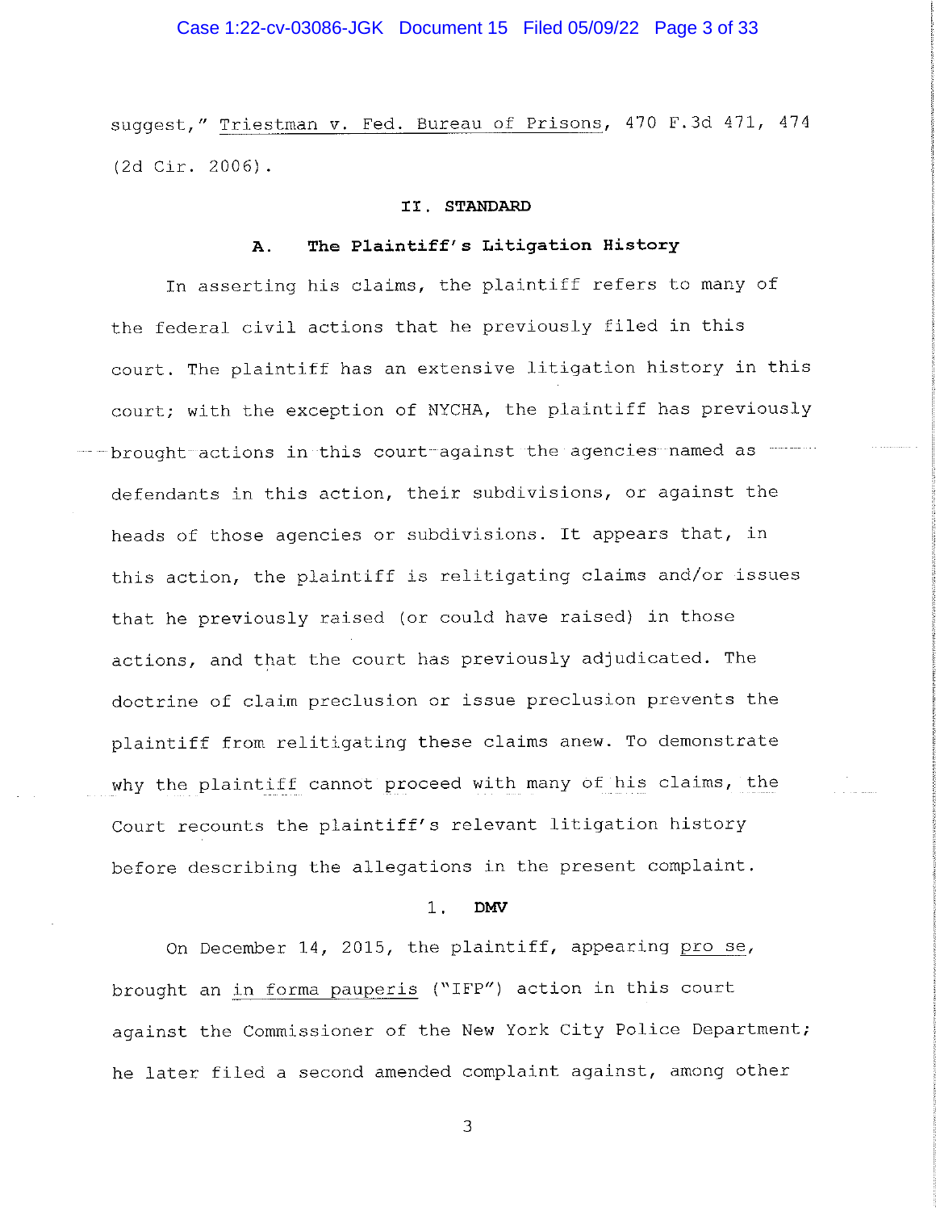suggest," *Triestman v. Fed. Bureau of Prisons*, 470 F.3d 471, 474 (2d Cir. 2006).

## II. STANDARD

### A. The Plaintiff's Litigation History

In asserting his claims, the plaintiff refers to many of the federal civil actions that he previously filed in this court. The plaintiff has an extensive litigation history in this court; with the exception of NYCHA, the plaintiff has previously brought actions in this court against the agencies named as defendants in this action, their subdivisions, or against the heads of those agencies or subdivisions. It appears that, in this action, the plaintiff is relitigating claims and/or issues that he previously raised (or could have raised) in those actions, and that the court has previously adjudicated. The doctrine of claim preclusion or issue preclusion prevents the plaintiff from relitigating these claims anew. To demonstrate why the plaintiff cannot proceed with many of his claims, the Court recounts the plaintiff's relevant litigation history before describing the allegations in the present complaint.

#### 1. DMV

On December 14, 2015, the plaintiff, appearing *pro se*, brought an *in forma pauperis* ("IFP") action in this court against the Commissioner of the New York City Police Department; he later filed a second amended complaint against, among other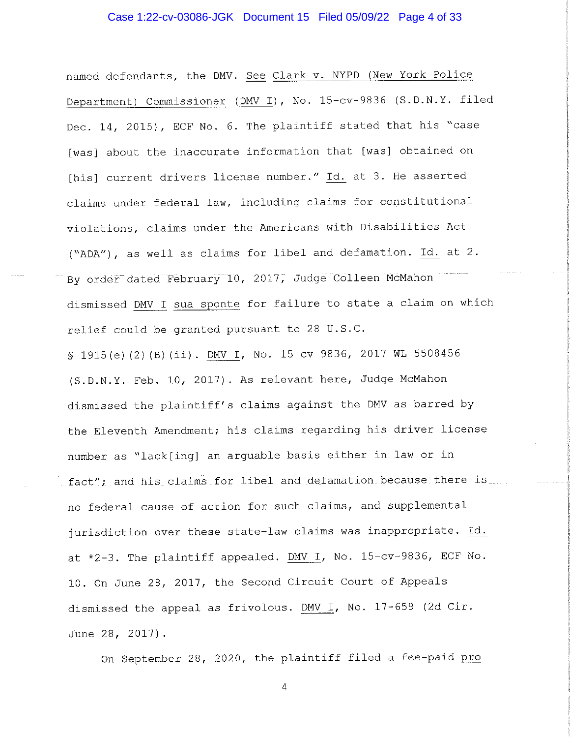named defendants, the DMV. _See_ _Clark v. NYPD (New York Police Department) Commissioner_ (_DMV I_), No. 15-cv-9836 (S.D.N.Y. filed Dec. 14, 2015), ECF No. 6. The plaintiff stated that his "case [was] about the inaccurate information that [was] obtained on [his] current drivers license number." _Id._ at 3. He asserted claims under federal law, including claims for constitutional violations, claims under the Americans with Disabilities Act ("ADA"), as well as claims for libel and defamation. _Id._ at 2. By order dated February 10, 2017, Judge Colleen McMahon dismissed _DMV I_ _sua sponte_ for failure to state a claim on which relief could be granted pursuant to 28 U.S.C. § 1915(e)(2)(B)(ii). _DMV I_, No. 15-cv-9836, 2017 WL 5508456 (S.D.N.Y. Feb. 10, 2017). As relevant here, Judge McMahon dismissed the plaintiff's claims against the DMV as barred by the Eleventh Amendment; his claims regarding his driver license number as "lack[ing] an arguable basis either in law or in fact"; and his claims for libel and defamation because there is no federal cause of action for such claims, and supplemental jurisdiction over these state-law claims was inappropriate. _Id._ at *2-3. The plaintiff appealed. _DMV I_, No. 15-cv-9836, ECF No. 10. On June 28, 2017, the Second Circuit Court of Appeals dismissed the appeal as frivolous. _DMV I_, No. 17-659 (2d Cir. June 28, 2017).

On September 28, 2020, the plaintiff filed a fee-paid _pro_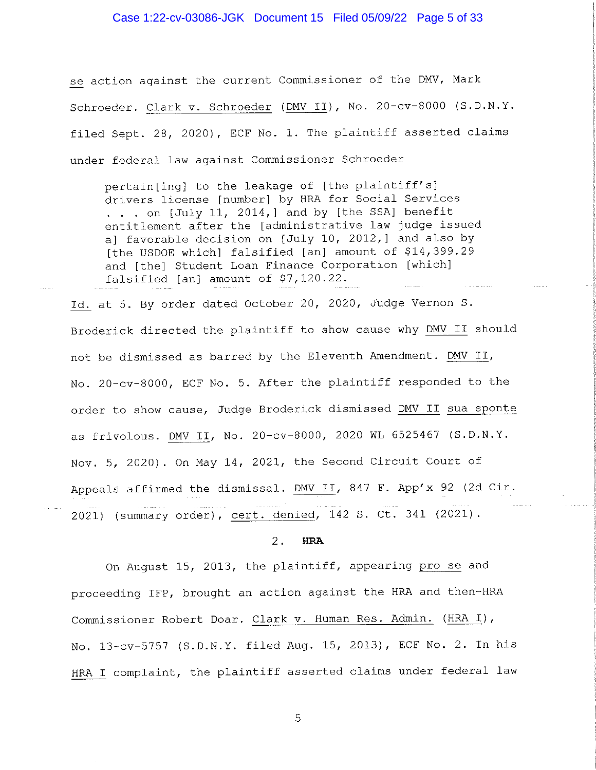se action against the current Commissioner of the DMV, Mark Schroeder. Clark v. Schroeder (DMV II), No. 20-cv-8000 (S.D.N.Y. filed Sept. 28, 2020), ECF No. 1. The plaintiff asserted claims under federal law against Commissioner Schroeder

> pertain[ing] to the leakage of [the plaintiff's] drivers license [number] by HRA for Social Services . . . on [July 11, 2014,] and by [the SSA] benefit entitlement after the [administrative law judge issued a] favorable decision on [July 10, 2012,] and also by [the USDOE which] falsified [an] amount of $14,399.29 and [the] Student Loan Finance Corporation [which] falsified [an] amount of $7,120.22.

Id. at 5. By order dated October 20, 2020, Judge Vernon S. Broderick directed the plaintiff to show cause why DMV II should not be dismissed as barred by the Eleventh Amendment. DMV II, No. 20-cv-8000, ECF No. 5. After the plaintiff responded to the order to show cause, Judge Broderick dismissed DMV II sua sponte as frivolous. DMV II, No. 20-cv-8000, 2020 WL 6525467 (S.D.N.Y. Nov. 5, 2020). On May 14, 2021, the Second Circuit Court of Appeals affirmed the dismissal. DMV II, 847 F. App'x 92 (2d Cir. 2021) (summary order), cert. denied, 142 S. Ct. 341 (2021).

## 2. HRA

On August 15, 2013, the plaintiff, appearing pro se and proceeding IFP, brought an action against the HRA and then-HRA Commissioner Robert Doar. Clark v. Human Res. Admin. (HRA I), No. 13-cv-5757 (S.D.N.Y. filed Aug. 15, 2013), ECF No. 2. In his HRA I complaint, the plaintiff asserted claims under federal law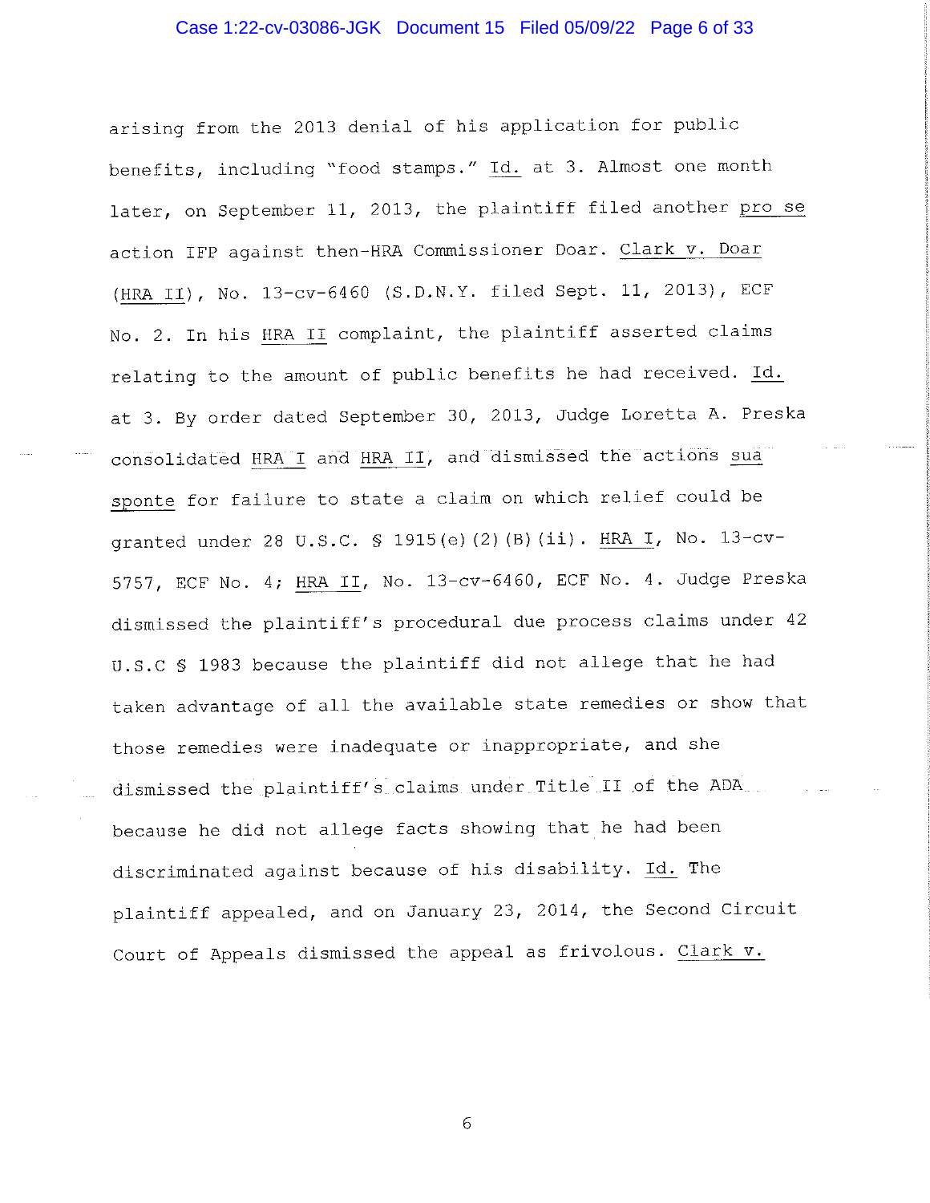arising from the 2013 denial of his application for public benefits, including "food stamps." _Id._ at 3. Almost one month later, on September 11, 2013, the plaintiff filed another _pro se_ action IFP against then-HRA Commissioner Doar. _Clark v. Doar_ (_HRA II_), No. 13-cv-6460 (S.D.N.Y. filed Sept. 11, 2013), ECF No. 2. In his _HRA II_ complaint, the plaintiff asserted claims relating to the amount of public benefits he had received. _Id._ at 3. By order dated September 30, 2013, Judge Loretta A. Preska consolidated _HRA I_ and _HRA II_, and dismissed the actions _sua sponte_ for failure to state a claim on which relief could be granted under 28 U.S.C. § 1915(e)(2)(B)(ii). _HRA I_, No. 13-cv-5757, ECF No. 4; _HRA II_, No. 13-cv-6460, ECF No. 4. Judge Preska dismissed the plaintiff's procedural due process claims under 42 U.S.C § 1983 because the plaintiff did not allege that he had taken advantage of all the available state remedies or show that those remedies were inadequate or inappropriate, and she dismissed the plaintiff's claims under Title II of the ADA because he did not allege facts showing that he had been discriminated against because of his disability. _Id._ The plaintiff appealed, and on January 23, 2014, the Second Circuit Court of Appeals dismissed the appeal as frivolous. _Clark v._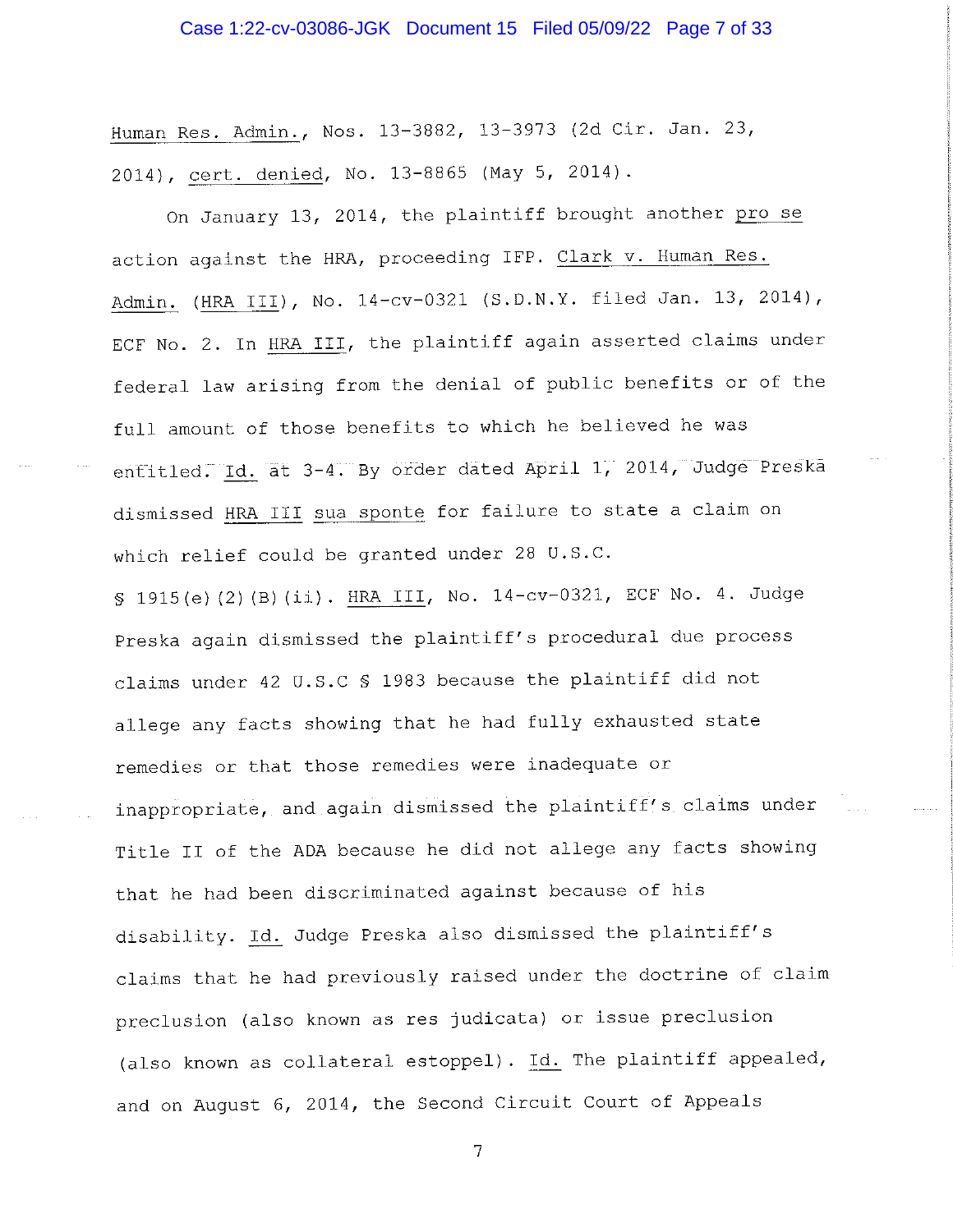Human Res. Admin., Nos. 13-3882, 13-3973 (2d Cir. Jan. 23, 2014), cert. denied, No. 13-8865 (May 5, 2014).

On January 13, 2014, the plaintiff brought another pro se action against the HRA, proceeding IFP. Clark v. Human Res. Admin. (HRA III), No. 14-cv-0321 (S.D.N.Y. filed Jan. 13, 2014), ECF No. 2. In HRA III, the plaintiff again asserted claims under federal law arising from the denial of public benefits or of the full amount of those benefits to which he believed he was entitled. Id. at 3-4. By order dated April 1, 2014, Judge Preska dismissed HRA III sua sponte for failure to state a claim on which relief could be granted under 28 U.S.C. § 1915(e)(2)(B)(ii). HRA III, No. 14-cv-0321, ECF No. 4. Judge Preska again dismissed the plaintiff's procedural due process claims under 42 U.S.C § 1983 because the plaintiff did not allege any facts showing that he had fully exhausted state remedies or that those remedies were inadequate or inappropriate, and again dismissed the plaintiff's claims under Title II of the ADA because he did not allege any facts showing that he had been discriminated against because of his disability. Id. Judge Preska also dismissed the plaintiff's claims that he had previously raised under the doctrine of claim preclusion (also known as res judicata) or issue preclusion (also known as collateral estoppel). Id. The plaintiff appealed, and on August 6, 2014, the Second Circuit Court of Appeals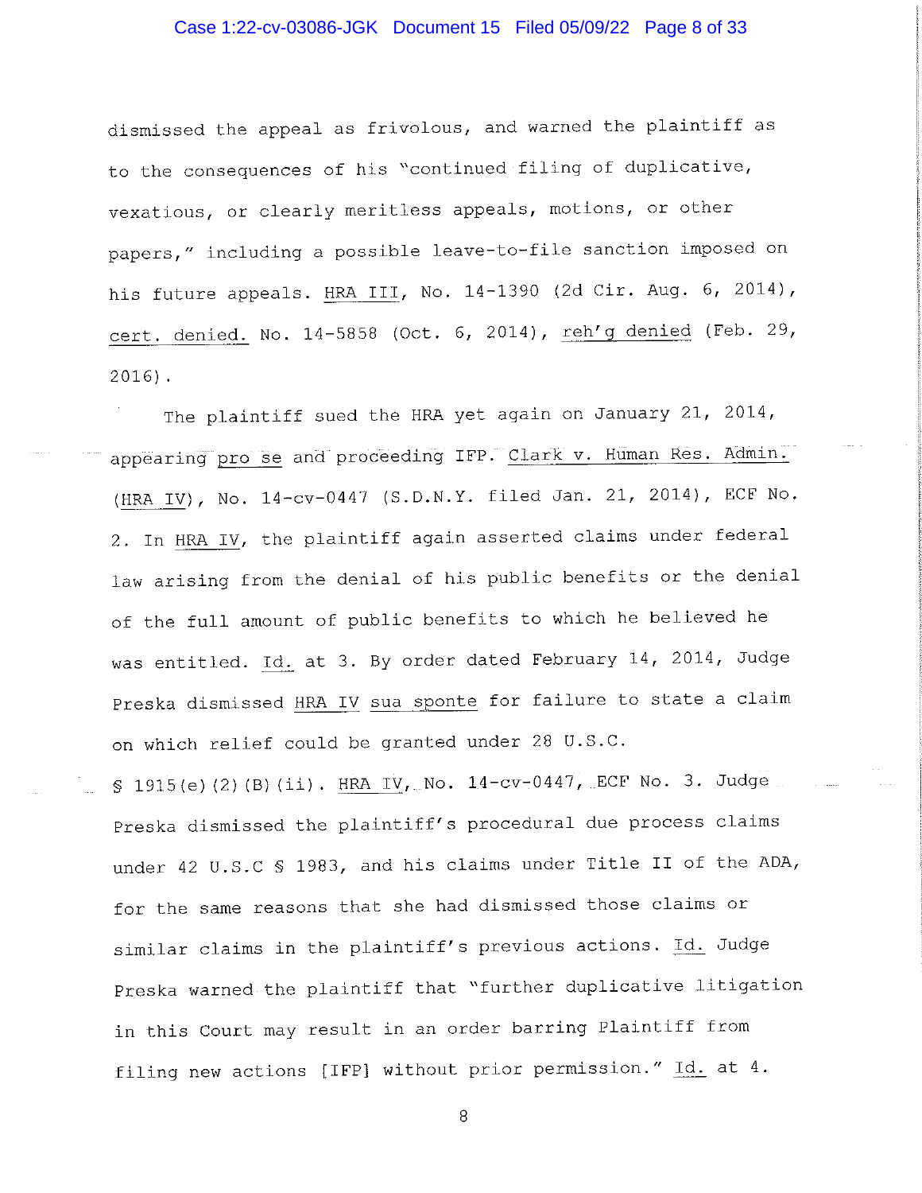dismissed the appeal as frivolous, and warned the plaintiff as to the consequences of his "continued filing of duplicative, vexatious, or clearly meritless appeals, motions, or other papers," including a possible leave-to-file sanction imposed on his future appeals. HRA III, No. 14-1390 (2d Cir. Aug. 6, 2014), cert. denied. No. 14-5858 (Oct. 6, 2014), reh'g denied (Feb. 29, 2016).

The plaintiff sued the HRA yet again on January 21, 2014, appearing pro se and proceeding IFP. Clark v. Human Res. Admin. (HRA IV), No. 14-cv-0447 (S.D.N.Y. filed Jan. 21, 2014), ECF No. 2. In HRA IV, the plaintiff again asserted claims under federal law arising from the denial of his public benefits or the denial of the full amount of public benefits to which he believed he was entitled. Id. at 3. By order dated February 14, 2014, Judge Preska dismissed HRA IV sua sponte for failure to state a claim on which relief could be granted under 28 U.S.C. § 1915(e)(2)(B)(ii). HRA IV, No. 14-cv-0447, ECF No. 3. Judge Preska dismissed the plaintiff's procedural due process claims under 42 U.S.C § 1983, and his claims under Title II of the ADA, for the same reasons that she had dismissed those claims or similar claims in the plaintiff's previous actions. Id. Judge Preska warned the plaintiff that "further duplicative litigation in this Court may result in an order barring Plaintiff from filing new actions [IFP] without prior permission." Id. at 4.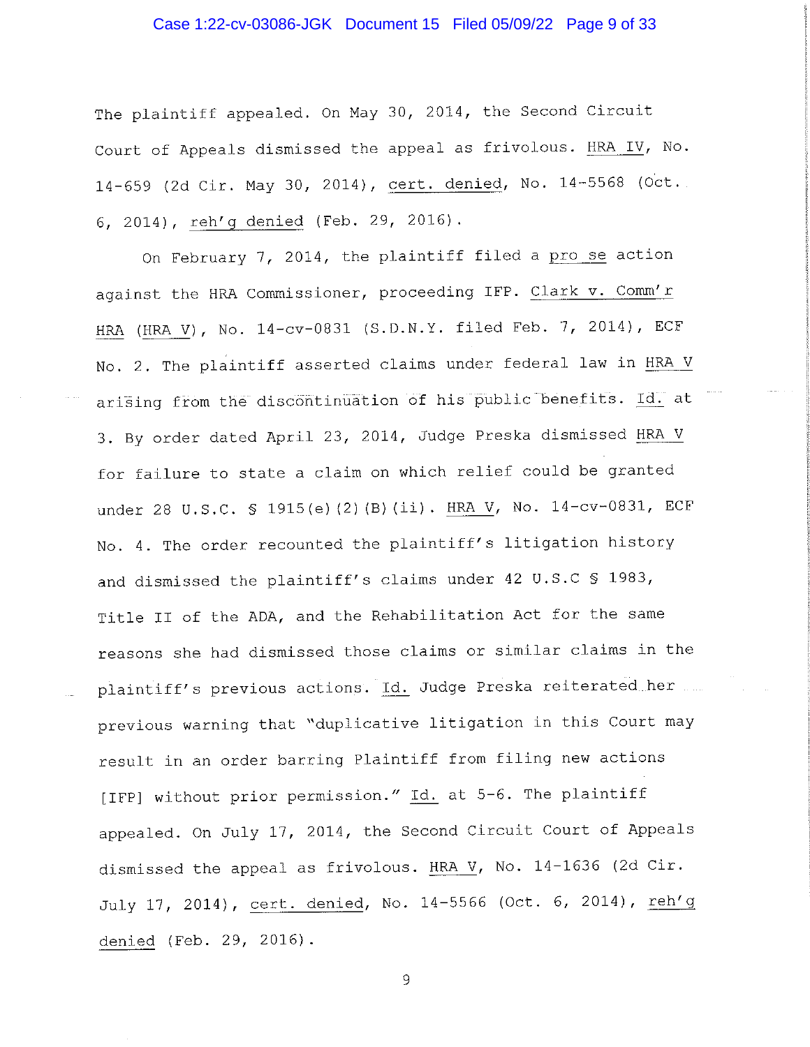The plaintiff appealed. On May 30, 2014, the Second Circuit Court of Appeals dismissed the appeal as frivolous. HRA IV, No. 14-659 (2d Cir. May 30, 2014), cert. denied, No. 14-5568 (Oct. 6, 2014), reh'g denied (Feb. 29, 2016).

On February 7, 2014, the plaintiff filed a pro se action against the HRA Commissioner, proceeding IFP. Clark v. Comm'r HRA (HRA V), No. 14-cv-0831 (S.D.N.Y. filed Feb. 7, 2014), ECF No. 2. The plaintiff asserted claims under federal law in HRA V arising from the discontinuation of his public benefits. Id. at 3. By order dated April 23, 2014, Judge Preska dismissed HRA V for failure to state a claim on which relief could be granted under 28 U.S.C. § 1915(e)(2)(B)(ii). HRA V, No. 14-cv-0831, ECF No. 4. The order recounted the plaintiff's litigation history and dismissed the plaintiff's claims under 42 U.S.C § 1983, Title II of the ADA, and the Rehabilitation Act for the same reasons she had dismissed those claims or similar claims in the plaintiff's previous actions. Id. Judge Preska reiterated her previous warning that "duplicative litigation in this Court may result in an order barring Plaintiff from filing new actions [IFP] without prior permission." Id. at 5-6. The plaintiff appealed. On July 17, 2014, the Second Circuit Court of Appeals dismissed the appeal as frivolous. HRA V, No. 14-1636 (2d Cir. July 17, 2014), cert. denied, No. 14-5566 (Oct. 6, 2014), reh'g denied (Feb. 29, 2016).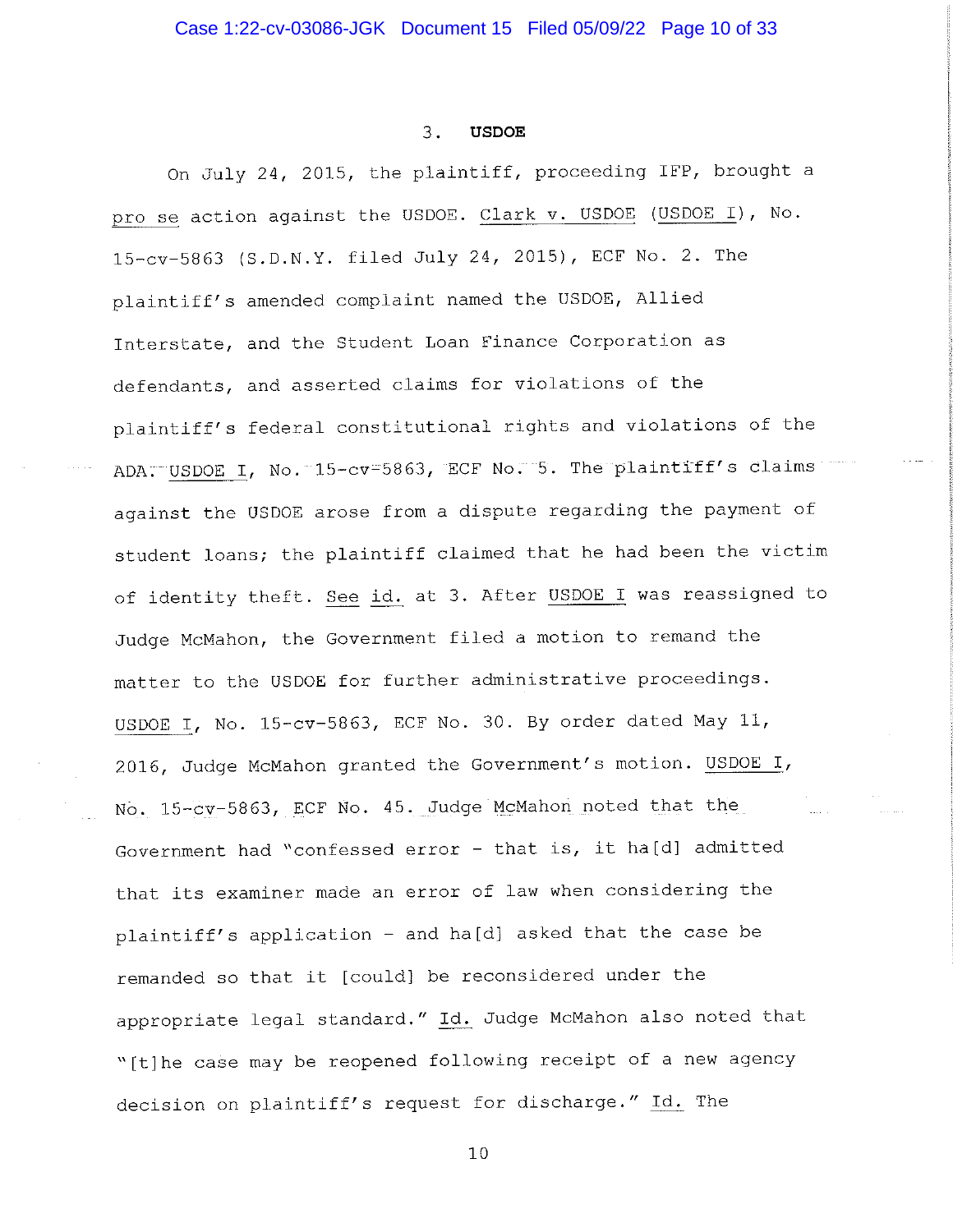### 3. **USDOE**

On July 24, 2015, the plaintiff, proceeding IFP, brought a pro se action against the USDOE. Clark v. USDOE (USDOE I), No. 15-cv-5863 (S.D.N.Y. filed July 24, 2015), ECF No. 2. The plaintiff's amended complaint named the USDOE, Allied Interstate, and the Student Loan Finance Corporation as defendants, and asserted claims for violations of the plaintiff's federal constitutional rights and violations of the ADA. USDOE I, No. 15-cv-5863, ECF No. 5. The plaintiff's claims against the USDOE arose from a dispute regarding the payment of student loans; the plaintiff claimed that he had been the victim of identity theft. See id. at 3. After USDOE I was reassigned to Judge McMahon, the Government filed a motion to remand the matter to the USDOE for further administrative proceedings. USDOE I, No. 15-cv-5863, ECF No. 30. By order dated May 11, 2016, Judge McMahon granted the Government's motion. USDOE I, No. 15-cv-5863, ECF No. 45. Judge McMahon noted that the Government had "confessed error - that is, it ha[d] admitted that its examiner made an error of law when considering the plaintiff's application - and ha[d] asked that the case be remanded so that it [could] be reconsidered under the appropriate legal standard." Id. Judge McMahon also noted that "[t]he case may be reopened following receipt of a new agency decision on plaintiff's request for discharge." Id. The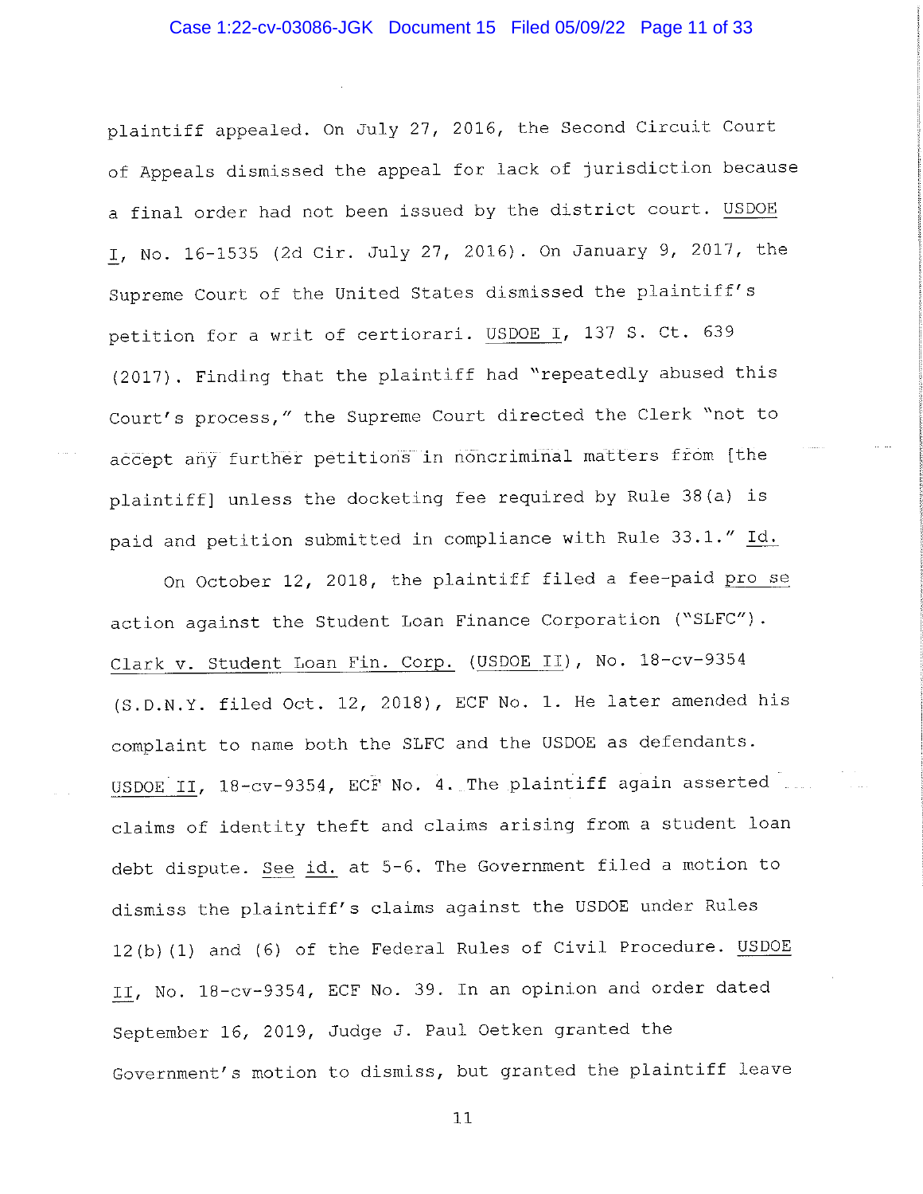plaintiff appealed. On July 27, 2016, the Second Circuit Court of Appeals dismissed the appeal for lack of jurisdiction because a final order had not been issued by the district court. USDOE I, No. 16-1535 (2d Cir. July 27, 2016). On January 9, 2017, the Supreme Court of the United States dismissed the plaintiff's petition for a writ of certiorari. USDOE I, 137 S. Ct. 639 (2017). Finding that the plaintiff had "repeatedly abused this Court's process," the Supreme Court directed the Clerk "not to accept any further petitions in noncriminal matters from [the plaintiff] unless the docketing fee required by Rule 38(a) is paid and petition submitted in compliance with Rule 33.1." Id.

On October 12, 2018, the plaintiff filed a fee-paid pro se action against the Student Loan Finance Corporation ("SLFC"). Clark v. Student Loan Fin. Corp. (USDOE II), No. 18-cv-9354 (S.D.N.Y. filed Oct. 12, 2018), ECF No. 1. He later amended his complaint to name both the SLFC and the USDOE as defendants. USDOE II, 18-cv-9354, ECF No. 4. The plaintiff again asserted claims of identity theft and claims arising from a student loan debt dispute. See id. at 5-6. The Government filed a motion to dismiss the plaintiff's claims against the USDOE under Rules 12(b)(1) and (6) of the Federal Rules of Civil Procedure. USDOE II, No. 18-cv-9354, ECF No. 39. In an opinion and order dated September 16, 2019, Judge J. Paul Oetken granted the Government's motion to dismiss, but granted the plaintiff leave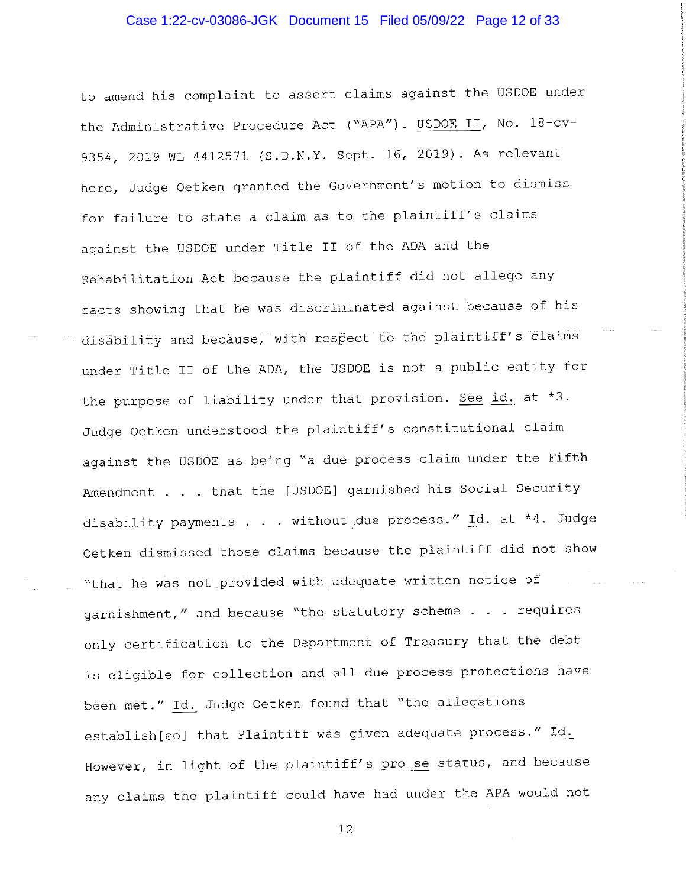to amend his complaint to assert claims against the USDOE under the Administrative Procedure Act ("APA"). USDOE II, No. 18-cv-9354, 2019 WL 4412571 (S.D.N.Y. Sept. 16, 2019). As relevant here, Judge Oetken granted the Government's motion to dismiss for failure to state a claim as to the plaintiff's claims against the USDOE under Title II of the ADA and the Rehabilitation Act because the plaintiff did not allege any facts showing that he was discriminated against because of his disability and because, with respect to the plaintiff's claims under Title II of the ADA, the USDOE is not a public entity for the purpose of liability under that provision. See id. at *3. Judge Oetken understood the plaintiff's constitutional claim against the USDOE as being "a due process claim under the Fifth Amendment . . . that the [USDOE] garnished his Social Security disability payments . . . without due process." Id. at *4. Judge Oetken dismissed those claims because the plaintiff did not show "that he was not provided with adequate written notice of garnishment," and because "the statutory scheme . . . requires only certification to the Department of Treasury that the debt is eligible for collection and all due process protections have been met." Id. Judge Oetken found that "the allegations establish[ed] that Plaintiff was given adequate process." Id. However, in light of the plaintiff's pro se status, and because any claims the plaintiff could have had under the APA would not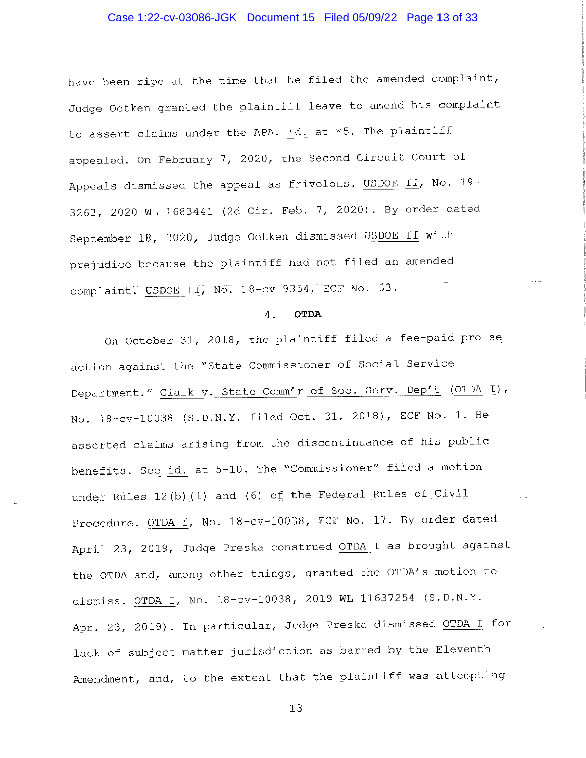have been ripe at the time that he filed the amended complaint, Judge Oetken granted the plaintiff leave to amend his complaint to assert claims under the APA. Id. at *5. The plaintiff appealed. On February 7, 2020, the Second Circuit Court of Appeals dismissed the appeal as frivolous. USDOE II, No. 19-3263, 2020 WL 1683441 (2d Cir. Feb. 7, 2020). By order dated September 18, 2020, Judge Oetken dismissed USDOE II with prejudice because the plaintiff had not filed an amended complaint. USDOE II, No. 18-cv-9354, ECF No. 53.

4. **OTDA**

On October 31, 2018, the plaintiff filed a fee-paid pro se action against the "State Commissioner of Social Service Department." Clark v. State Comm'r of Soc. Serv. Dep't (OTDA I), No. 18-cv-10038 (S.D.N.Y. filed Oct. 31, 2018), ECF No. 1. He asserted claims arising from the discontinuance of his public benefits. See id. at 5-10. The "Commissioner" filed a motion under Rules 12(b)(1) and (6) of the Federal Rules of Civil Procedure. OTDA I, No. 18-cv-10038, ECF No. 17. By order dated April 23, 2019, Judge Preska construed OTDA I as brought against the OTDA and, among other things, granted the OTDA's motion to dismiss. OTDA I, No. 18-cv-10038, 2019 WL 11637254 (S.D.N.Y. Apr. 23, 2019). In particular, Judge Preska dismissed OTDA I for lack of subject matter jurisdiction as barred by the Eleventh Amendment, and, to the extent that the plaintiff was attempting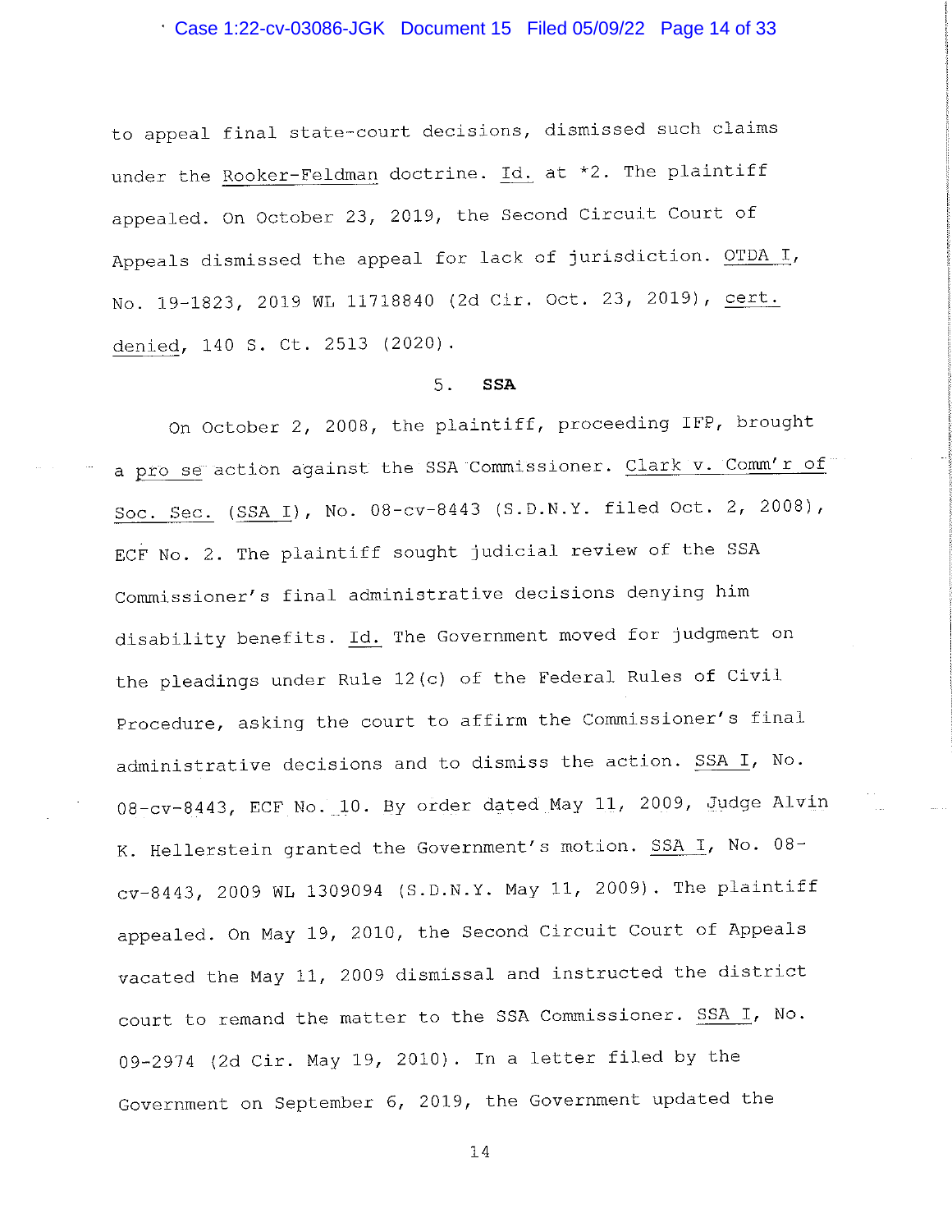to appeal final state-court decisions, dismissed such claims under the Rooker-Feldman doctrine. Id. at *2. The plaintiff appealed. On October 23, 2019, the Second Circuit Court of Appeals dismissed the appeal for lack of jurisdiction. OTDA I, No. 19-1823, 2019 WL 11718840 (2d Cir. Oct. 23, 2019), cert. denied, 140 S. Ct. 2513 (2020).

### 5. **SSA**

On October 2, 2008, the plaintiff, proceeding IFP, brought a pro se action against the SSA Commissioner. Clark v. Comm'r of Soc. Sec. (SSA I), No. 08-cv-8443 (S.D.N.Y. filed Oct. 2, 2008), ECF No. 2. The plaintiff sought judicial review of the SSA Commissioner's final administrative decisions denying him disability benefits. Id. The Government moved for judgment on the pleadings under Rule 12(c) of the Federal Rules of Civil Procedure, asking the court to affirm the Commissioner's final administrative decisions and to dismiss the action. SSA I, No. 08-cv-8443, ECF No. 10. By order dated May 11, 2009, Judge Alvin K. Hellerstein granted the Government's motion. SSA I, No. 08-cv-8443, 2009 WL 1309094 (S.D.N.Y. May 11, 2009). The plaintiff appealed. On May 19, 2010, the Second Circuit Court of Appeals vacated the May 11, 2009 dismissal and instructed the district court to remand the matter to the SSA Commissioner. SSA I, No. 09-2974 (2d Cir. May 19, 2010). In a letter filed by the Government on September 6, 2019, the Government updated the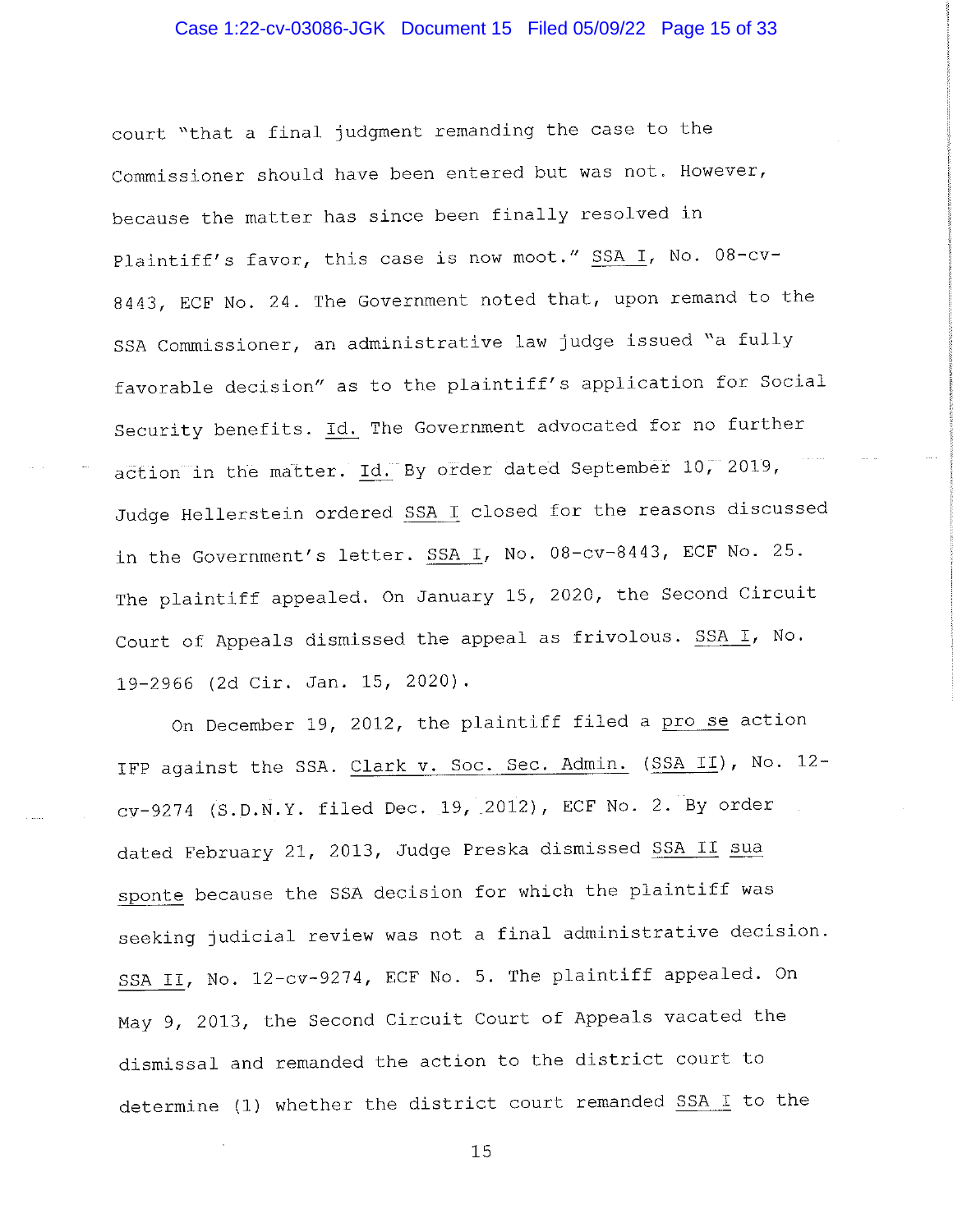court "that a final judgment remanding the case to the Commissioner should have been entered but was not. However, because the matter has since been finally resolved in Plaintiff's favor, this case is now moot." SSA I, No. 08-cv-8443, ECF No. 24. The Government noted that, upon remand to the SSA Commissioner, an administrative law judge issued "a fully favorable decision" as to the plaintiff's application for Social Security benefits. Id. The Government advocated for no further action in the matter. Id. By order dated September 10, 2019, Judge Hellerstein ordered SSA I closed for the reasons discussed in the Government's letter. SSA I, No. 08-cv-8443, ECF No. 25. The plaintiff appealed. On January 15, 2020, the Second Circuit Court of Appeals dismissed the appeal as frivolous. SSA I, No. 19-2966 (2d Cir. Jan. 15, 2020).

On December 19, 2012, the plaintiff filed a pro se action IFP against the SSA. Clark v. Soc. Sec. Admin. (SSA II), No. 12-cv-9274 (S.D.N.Y. filed Dec. 19, 2012), ECF No. 2. By order dated February 21, 2013, Judge Preska dismissed SSA II sua sponte because the SSA decision for which the plaintiff was seeking judicial review was not a final administrative decision. SSA II, No. 12-cv-9274, ECF No. 5. The plaintiff appealed. On May 9, 2013, the Second Circuit Court of Appeals vacated the dismissal and remanded the action to the district court to determine (1) whether the district court remanded SSA I to the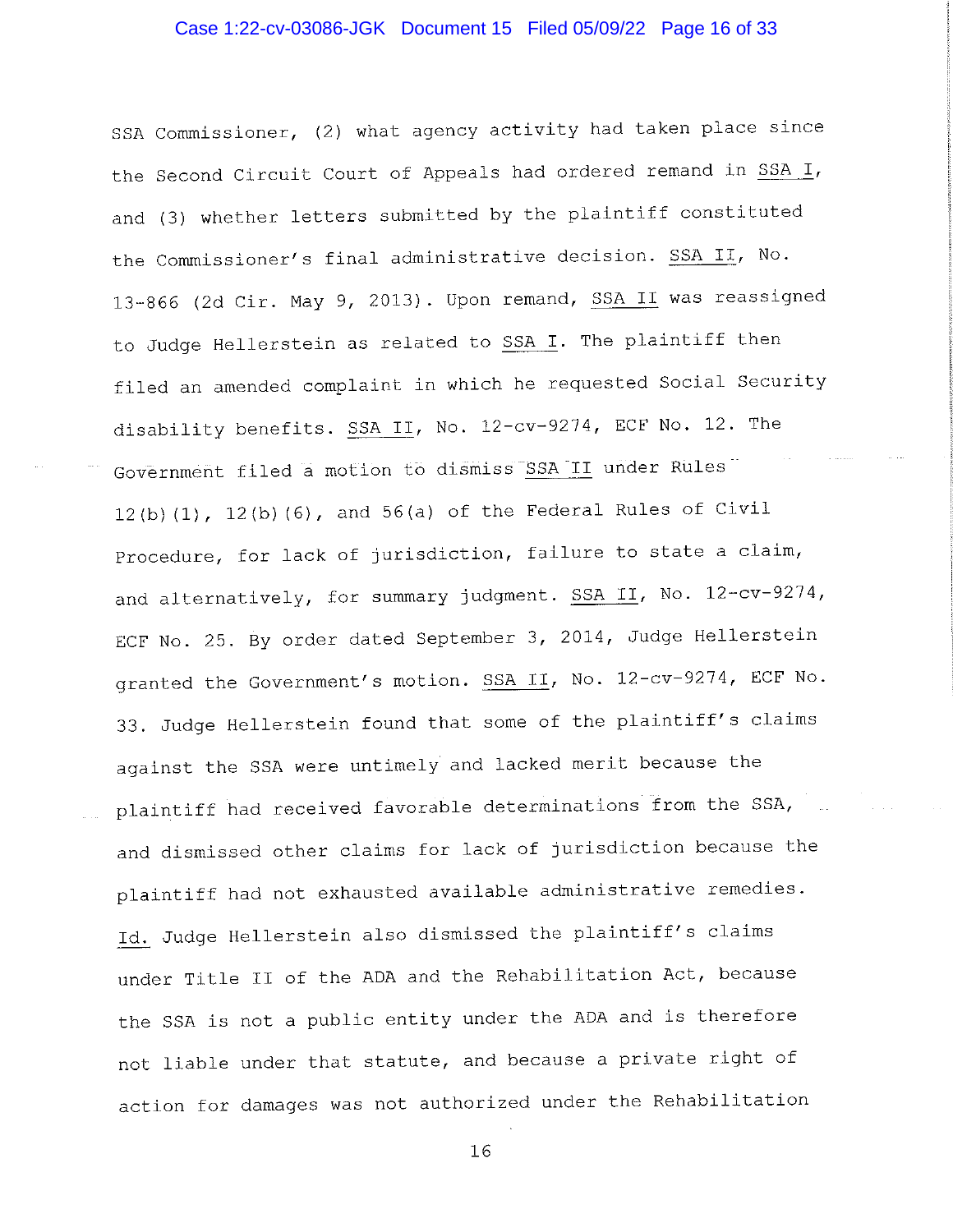SSA Commissioner, (2) what agency activity had taken place since the Second Circuit Court of Appeals had ordered remand in SSA I, and (3) whether letters submitted by the plaintiff constituted the Commissioner's final administrative decision. SSA II, No. 13-866 (2d Cir. May 9, 2013). Upon remand, SSA II was reassigned to Judge Hellerstein as related to SSA I. The plaintiff then filed an amended complaint in which he requested Social Security disability benefits. SSA II, No. 12-cv-9274, ECF No. 12. The Government filed a motion to dismiss SSA II under Rules 12(b)(1), 12(b)(6), and 56(a) of the Federal Rules of Civil Procedure, for lack of jurisdiction, failure to state a claim, and alternatively, for summary judgment. SSA II, No. 12-cv-9274, ECF No. 25. By order dated September 3, 2014, Judge Hellerstein granted the Government's motion. SSA II, No. 12-cv-9274, ECF No. 33. Judge Hellerstein found that some of the plaintiff's claims against the SSA were untimely and lacked merit because the plaintiff had received favorable determinations from the SSA, and dismissed other claims for lack of jurisdiction because the plaintiff had not exhausted available administrative remedies. Id. Judge Hellerstein also dismissed the plaintiff's claims under Title II of the ADA and the Rehabilitation Act, because the SSA is not a public entity under the ADA and is therefore not liable under that statute, and because a private right of action for damages was not authorized under the Rehabilitation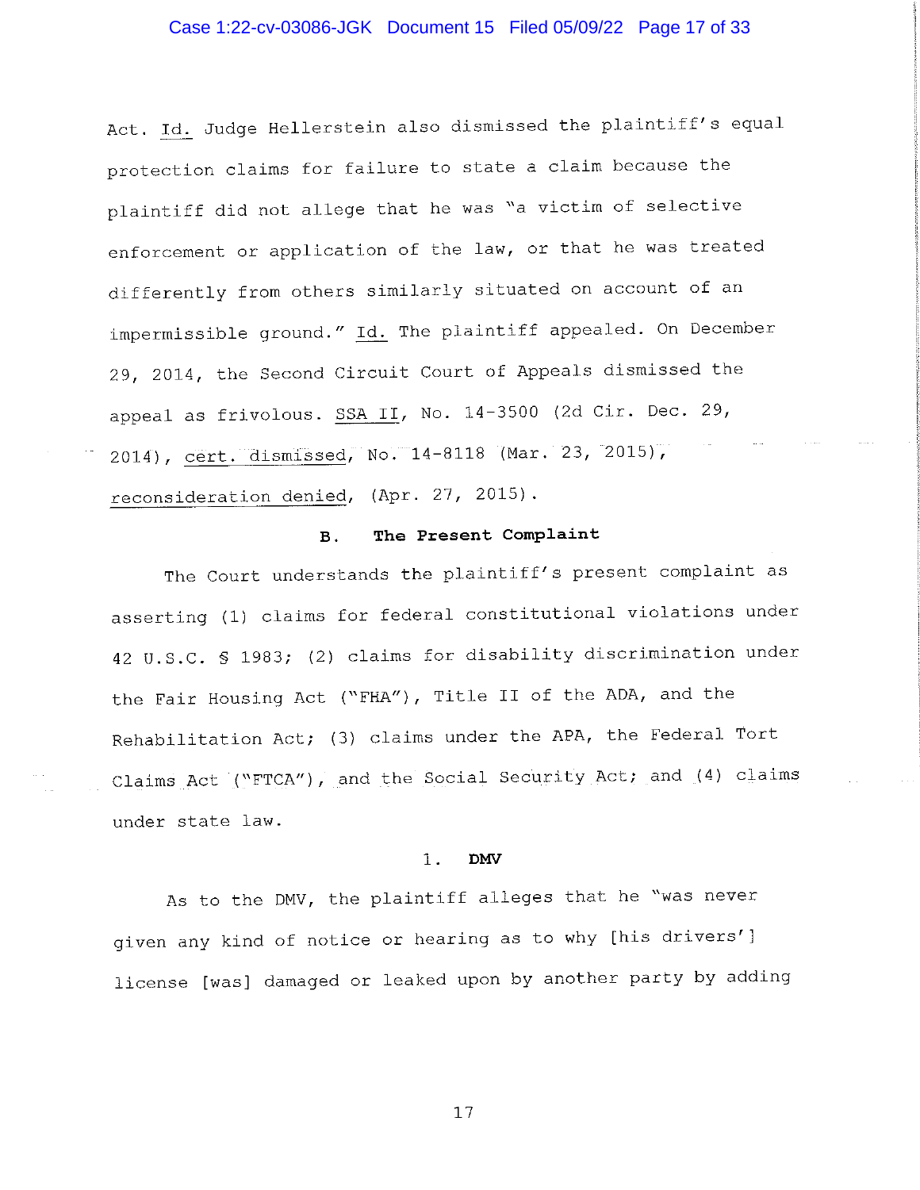Act. Id. Judge Hellerstein also dismissed the plaintiff's equal protection claims for failure to state a claim because the plaintiff did not allege that he was "a victim of selective enforcement or application of the law, or that he was treated differently from others similarly situated on account of an impermissible ground." Id. The plaintiff appealed. On December 29, 2014, the Second Circuit Court of Appeals dismissed the appeal as frivolous. SSA II, No. 14-3500 (2d Cir. Dec. 29, 2014), cert. dismissed, No. 14-8118 (Mar. 23, 2015), reconsideration denied, (Apr. 27, 2015).

## B. The Present Complaint

The Court understands the plaintiff's present complaint as asserting (1) claims for federal constitutional violations under 42 U.S.C. § 1983; (2) claims for disability discrimination under the Fair Housing Act ("FHA"), Title II of the ADA, and the Rehabilitation Act; (3) claims under the APA, the Federal Tort Claims Act ("FTCA"), and the Social Security Act; and (4) claims under state law.

### 1. DMV

As to the DMV, the plaintiff alleges that he "was never given any kind of notice or hearing as to why [his drivers'] license [was] damaged or leaked upon by another party by adding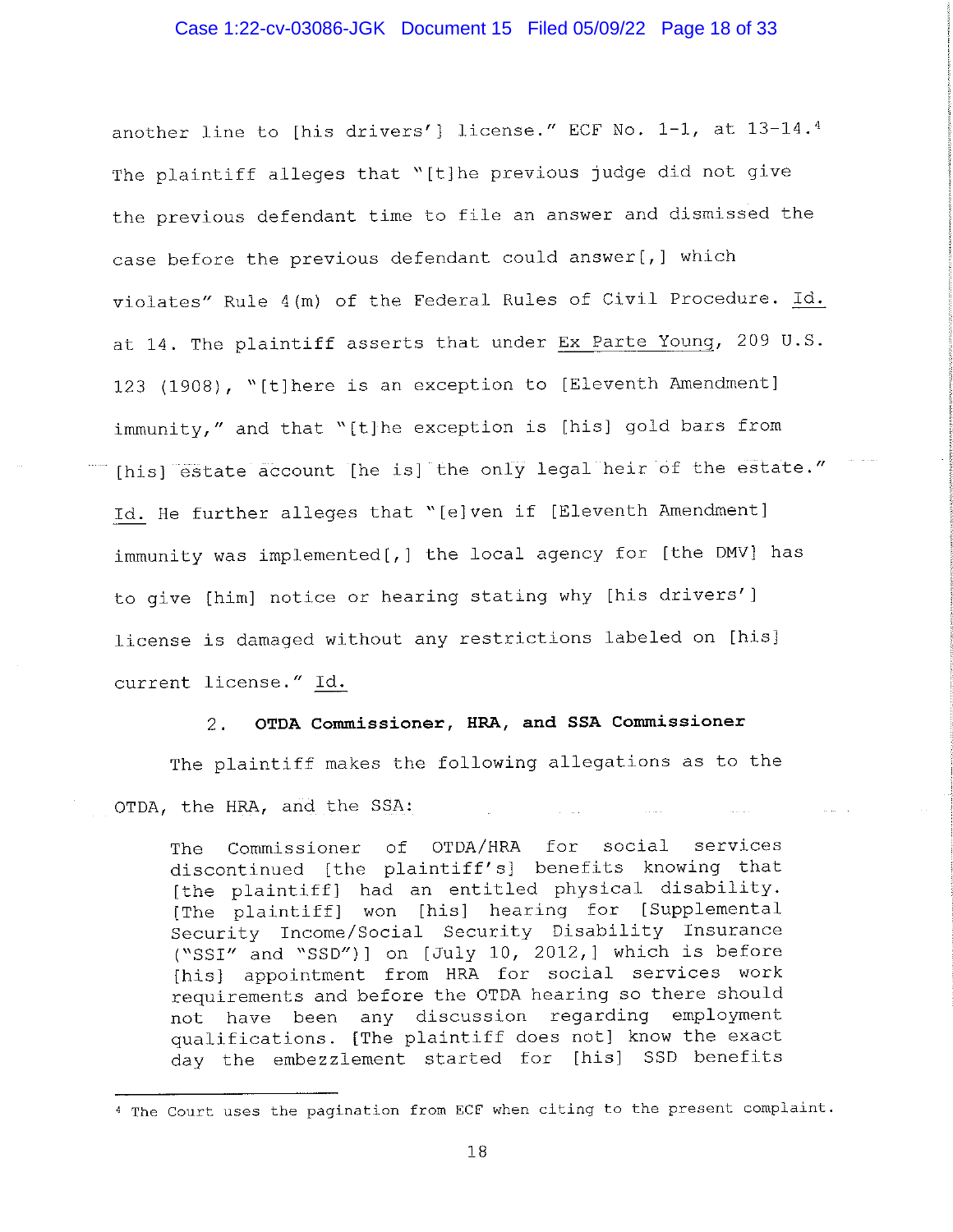another line to [his drivers'] license." ECF No. 1-1, at 13-14.[4] The plaintiff alleges that "[t]he previous judge did not give the previous defendant time to file an answer and dismissed the case before the previous defendant could answer[,] which violates" Rule 4(m) of the Federal Rules of Civil Procedure. Id. at 14. The plaintiff asserts that under Ex Parte Young, 209 U.S. 123 (1908), "[t]here is an exception to [Eleventh Amendment] immunity," and that "[t]he exception is [his] gold bars from [his] estate account [he is] the only legal heir of the estate." Id. He further alleges that "[e]ven if [Eleventh Amendment] immunity was implemented[,] the local agency for [the DMV] has to give [him] notice or hearing stating why [his drivers'] license is damaged without any restrictions labeled on [his] current license." Id.

### 2. OTDA Commissioner, HRA, and SSA Commissioner

The plaintiff makes the following allegations as to the OTDA, the HRA, and the SSA:

> The Commissioner of OTDA/HRA for social services discontinued [the plaintiff's] benefits knowing that [the plaintiff] had an entitled physical disability. [The plaintiff] won [his] hearing for [Supplemental Security Income/Social Security Disability Insurance ("SSI" and "SSD")] on [July 10, 2012,] which is before [his] appointment from HRA for social services work requirements and before the OTDA hearing so there should not have been any discussion regarding employment qualifications. [The plaintiff does not] know the exact day the embezzlement started for [his] SSD benefits

[4] The Court uses the pagination from ECF when citing to the present complaint.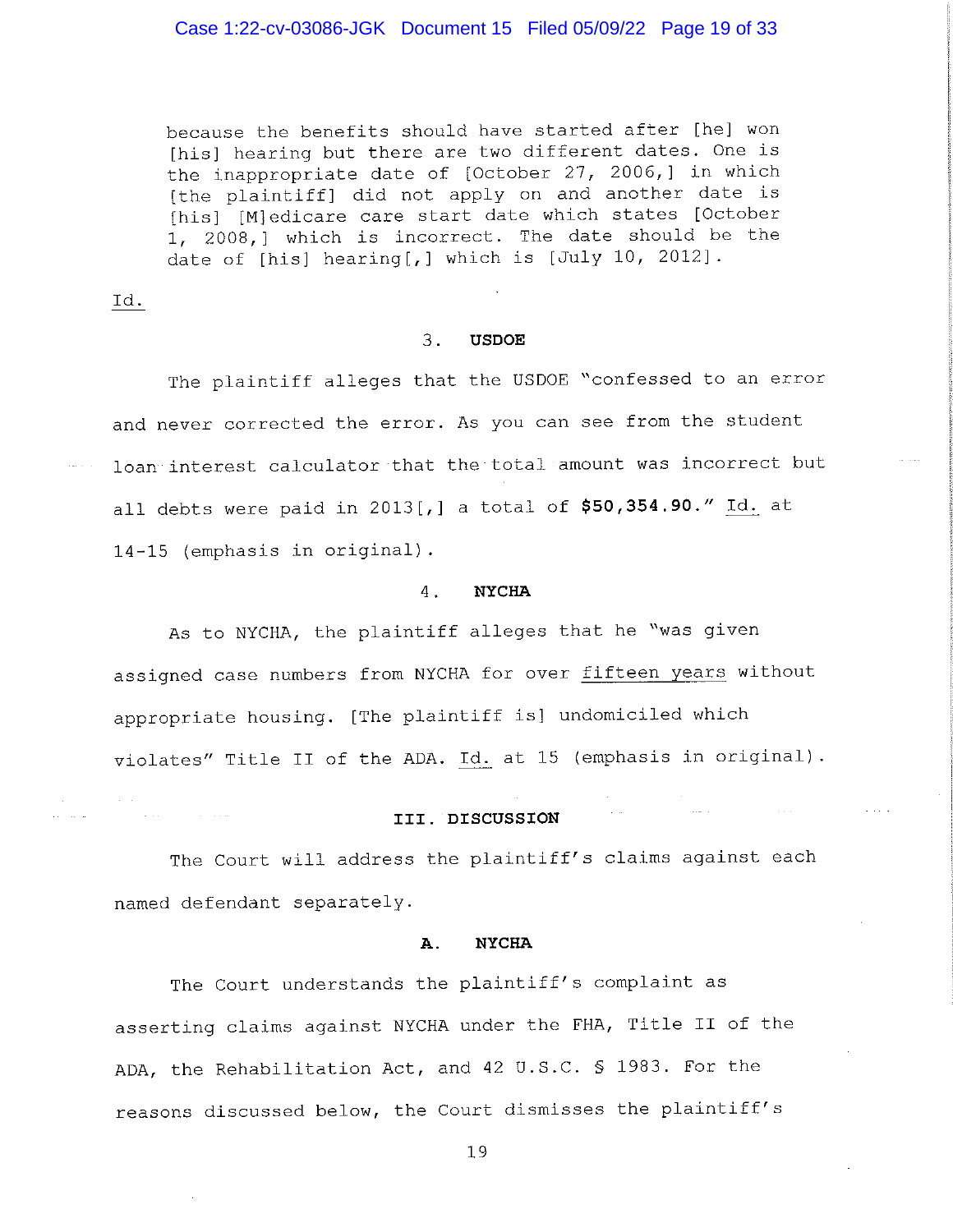> because the benefits should have started after [he] won [his] hearing but there are two different dates. One is the inappropriate date of [October 27, 2006,] in which [the plaintiff] did not apply on and another date is [his] [M]edicare care start date which states [October 1, 2008,] which is incorrect. The date should be the date of [his] hearing[,] which is [July 10, 2012].

Id.

### 3. USDOE

The plaintiff alleges that the USDOE "confessed to an error and never corrected the error. As you can see from the student loan interest calculator that the total amount was incorrect but all debts were paid in 2013[,] a total of **$50,354.90**." Id. at 14-15 (emphasis in original).

### 4. NYCHA

As to NYCHA, the plaintiff alleges that he "was given assigned case numbers from NYCHA for over <u>fifteen years</u> without appropriate housing. [The plaintiff is] undomiciled which violates" Title II of the ADA. Id. at 15 (emphasis in original).

## III. DISCUSSION

The Court will address the plaintiff's claims against each named defendant separately.

### A. NYCHA

The Court understands the plaintiff's complaint as asserting claims against NYCHA under the FHA, Title II of the ADA, the Rehabilitation Act, and 42 U.S.C. § 1983. For the reasons discussed below, the Court dismisses the plaintiff's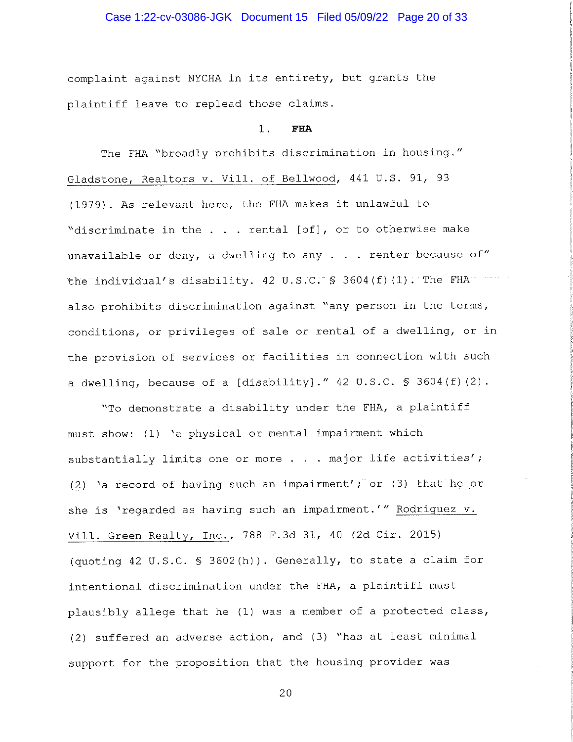complaint against NYCHA in its entirety, but grants the plaintiff leave to replead those claims.

### 1. FHA

The FHA "broadly prohibits discrimination in housing." Gladstone, Realtors v. Vill. of Bellwood, 441 U.S. 91, 93 (1979). As relevant here, the FHA makes it unlawful to "discriminate in the . . . rental [of], or to otherwise make unavailable or deny, a dwelling to any . . . renter because of" the individual's disability. 42 U.S.C. § 3604(f)(1). The FHA also prohibits discrimination against "any person in the terms, conditions, or privileges of sale or rental of a dwelling, or in the provision of services or facilities in connection with such a dwelling, because of a [disability]." 42 U.S.C. § 3604(f)(2).

"To demonstrate a disability under the FHA, a plaintiff must show: (1) 'a physical or mental impairment which substantially limits one or more . . . major life activities'; (2) 'a record of having such an impairment'; or (3) that he or she is 'regarded as having such an impairment.'" Rodriguez v. Vill. Green Realty, Inc., 788 F.3d 31, 40 (2d Cir. 2015) (quoting 42 U.S.C. § 3602(h)). Generally, to state a claim for intentional discrimination under the FHA, a plaintiff must plausibly allege that he (1) was a member of a protected class, (2) suffered an adverse action, and (3) "has at least minimal support for the proposition that the housing provider was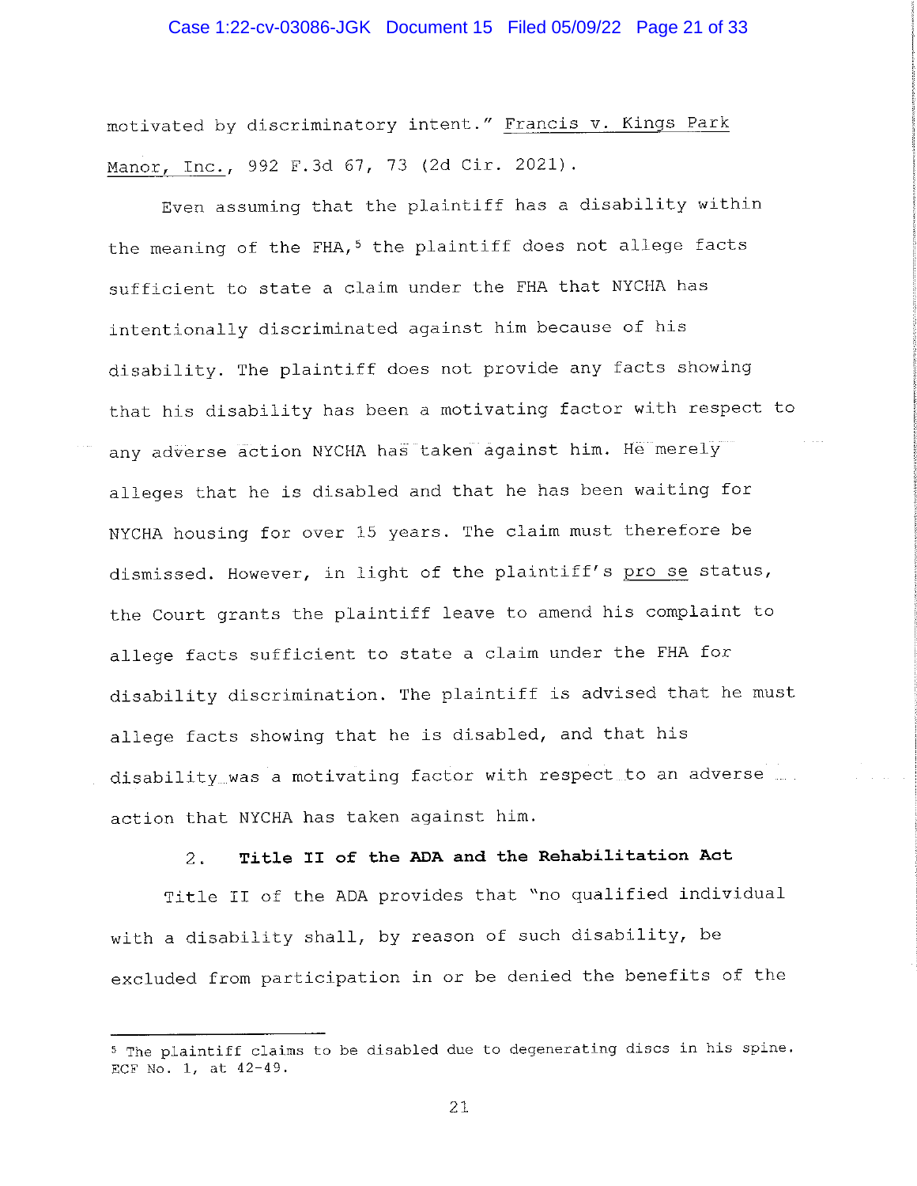motivated by discriminatory intent." Francis v. Kings Park Manor, Inc., 992 F.3d 67, 73 (2d Cir. 2021).

Even assuming that the plaintiff has a disability within the meaning of the FHA,[5] the plaintiff does not allege facts sufficient to state a claim under the FHA that NYCHA has intentionally discriminated against him because of his disability. The plaintiff does not provide any facts showing that his disability has been a motivating factor with respect to any adverse action NYCHA has taken against him. He merely alleges that he is disabled and that he has been waiting for NYCHA housing for over 15 years. The claim must therefore be dismissed. However, in light of the plaintiff's pro se status, the Court grants the plaintiff leave to amend his complaint to allege facts sufficient to state a claim under the FHA for disability discrimination. The plaintiff is advised that he must allege facts showing that he is disabled, and that his disability was a motivating factor with respect to an adverse action that NYCHA has taken against him.

### 2. **Title II of the ADA and the Rehabilitation Act**

Title II of the ADA provides that "no qualified individual with a disability shall, by reason of such disability, be excluded from participation in or be denied the benefits of the

---

[5] The plaintiff claims to be disabled due to degenerating discs in his spine. ECF No. 1, at 42-49.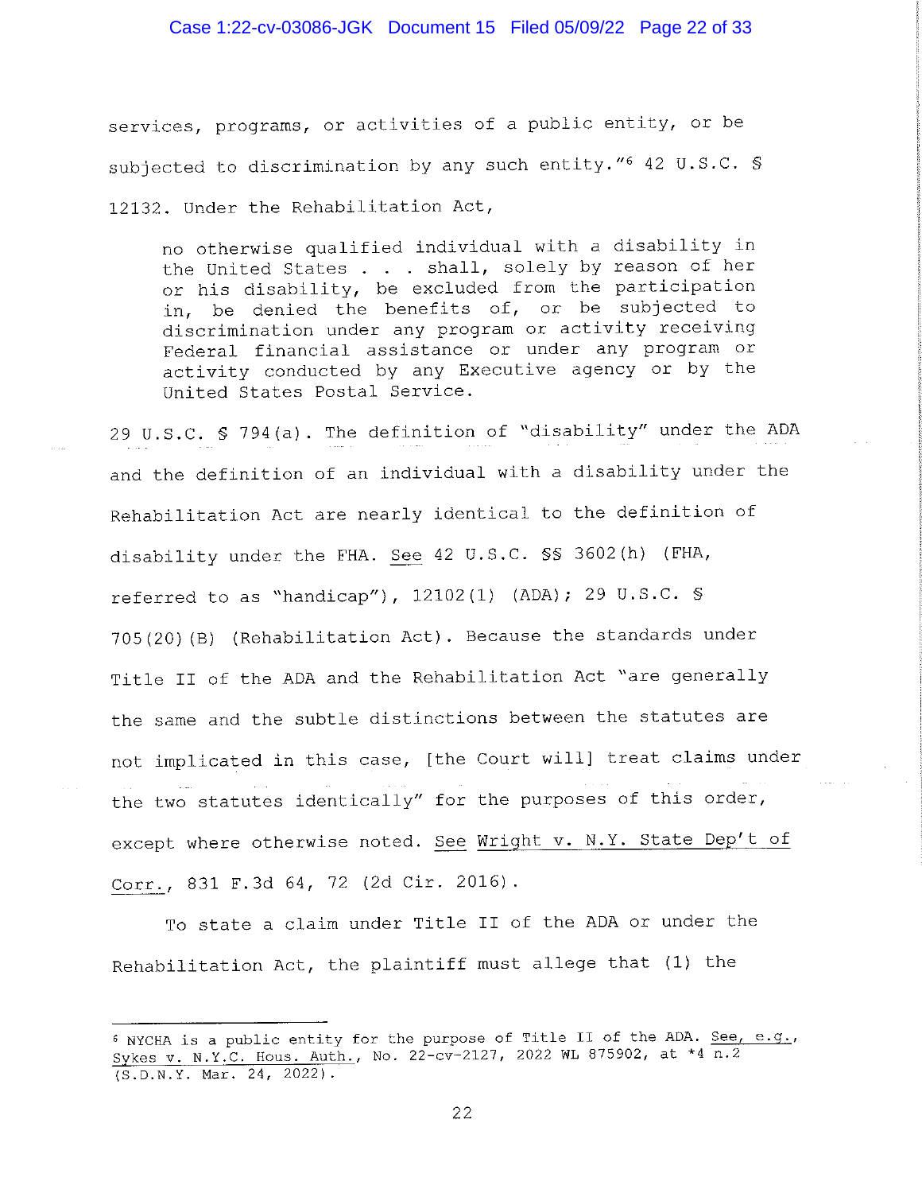services, programs, or activities of a public entity, or be subjected to discrimination by any such entity."[6] 42 U.S.C. § 12132. Under the Rehabilitation Act,

> no otherwise qualified individual with a disability in the United States . . . shall, solely by reason of her or his disability, be excluded from the participation in, be denied the benefits of, or be subjected to discrimination under any program or activity receiving Federal financial assistance or under any program or activity conducted by any Executive agency or by the United States Postal Service.

29 U.S.C. § 794(a). The definition of "disability" under the ADA and the definition of an individual with a disability under the Rehabilitation Act are nearly identical to the definition of disability under the FHA. See 42 U.S.C. §§ 3602(h) (FHA, referred to as "handicap"), 12102(1) (ADA); 29 U.S.C. § 705(20)(B) (Rehabilitation Act). Because the standards under Title II of the ADA and the Rehabilitation Act "are generally the same and the subtle distinctions between the statutes are not implicated in this case, [the Court will] treat claims under the two statutes identically" for the purposes of this order, except where otherwise noted. See Wright v. N.Y. State Dep't of Corr., 831 F.3d 64, 72 (2d Cir. 2016).

To state a claim under Title II of the ADA or under the Rehabilitation Act, the plaintiff must allege that (1) the

---

[6] NYCHA is a public entity for the purpose of Title II of the ADA. See, e.g., Sykes v. N.Y.C. Hous. Auth., No. 22-cv-2127, 2022 WL 875902, at *4 n.2 (S.D.N.Y. Mar. 24, 2022).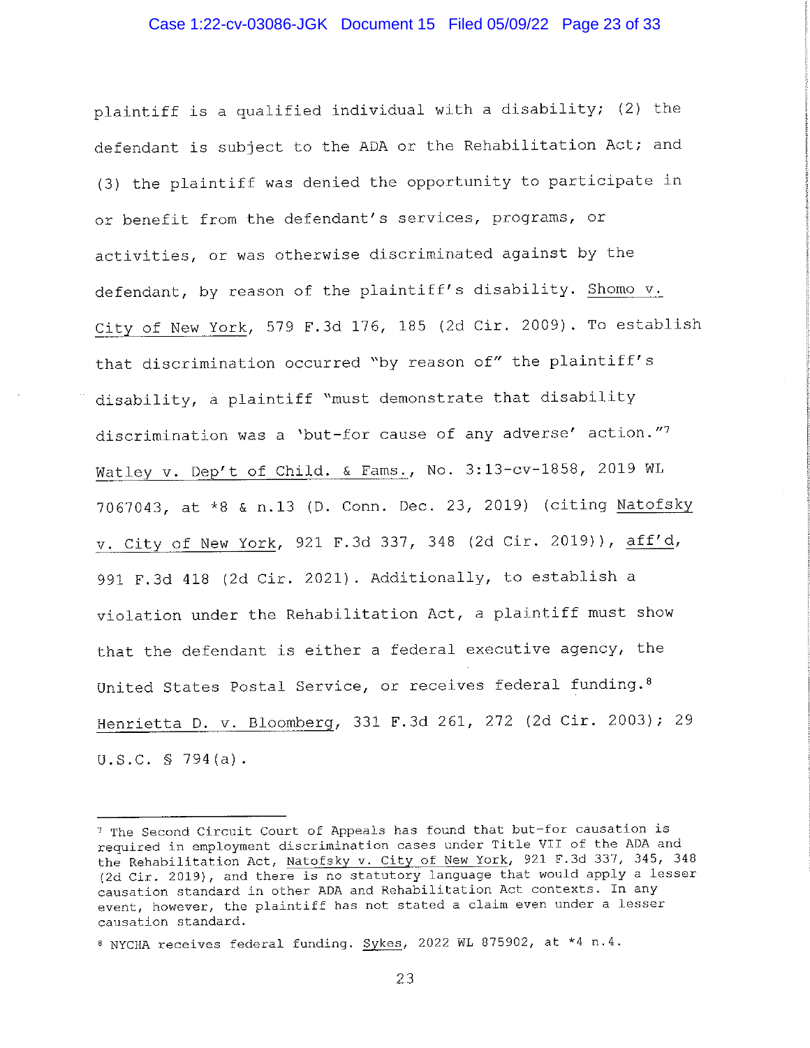plaintiff is a qualified individual with a disability; (2) the defendant is subject to the ADA or the Rehabilitation Act; and (3) the plaintiff was denied the opportunity to participate in or benefit from the defendant's services, programs, or activities, or was otherwise discriminated against by the defendant, by reason of the plaintiff's disability. Shomo v. City of New York, 579 F.3d 176, 185 (2d Cir. 2009). To establish that discrimination occurred "by reason of" the plaintiff's disability, a plaintiff "must demonstrate that disability discrimination was a 'but-for cause of any adverse' action."[7] Watley v. Dep't of Child. & Fams., No. 3:13-cv-1858, 2019 WL 7067043, at *8 & n.13 (D. Conn. Dec. 23, 2019) (citing Natofsky v. City of New York, 921 F.3d 337, 348 (2d Cir. 2019)), aff'd, 991 F.3d 418 (2d Cir. 2021). Additionally, to establish a violation under the Rehabilitation Act, a plaintiff must show that the defendant is either a federal executive agency, the United States Postal Service, or receives federal funding.[8] Henrietta D. v. Bloomberg, 331 F.3d 261, 272 (2d Cir. 2003); 29 U.S.C. § 794(a).

---

[7] The Second Circuit Court of Appeals has found that but-for causation is required in employment discrimination cases under Title VII of the ADA and the Rehabilitation Act, Natofsky v. City of New York, 921 F.3d 337, 345, 348 (2d Cir. 2019), and there is no statutory language that would apply a lesser causation standard in other ADA and Rehabilitation Act contexts. In any event, however, the plaintiff has not stated a claim even under a lesser causation standard.

[8] NYCHA receives federal funding. Sykes, 2022 WL 875902, at *4 n.4.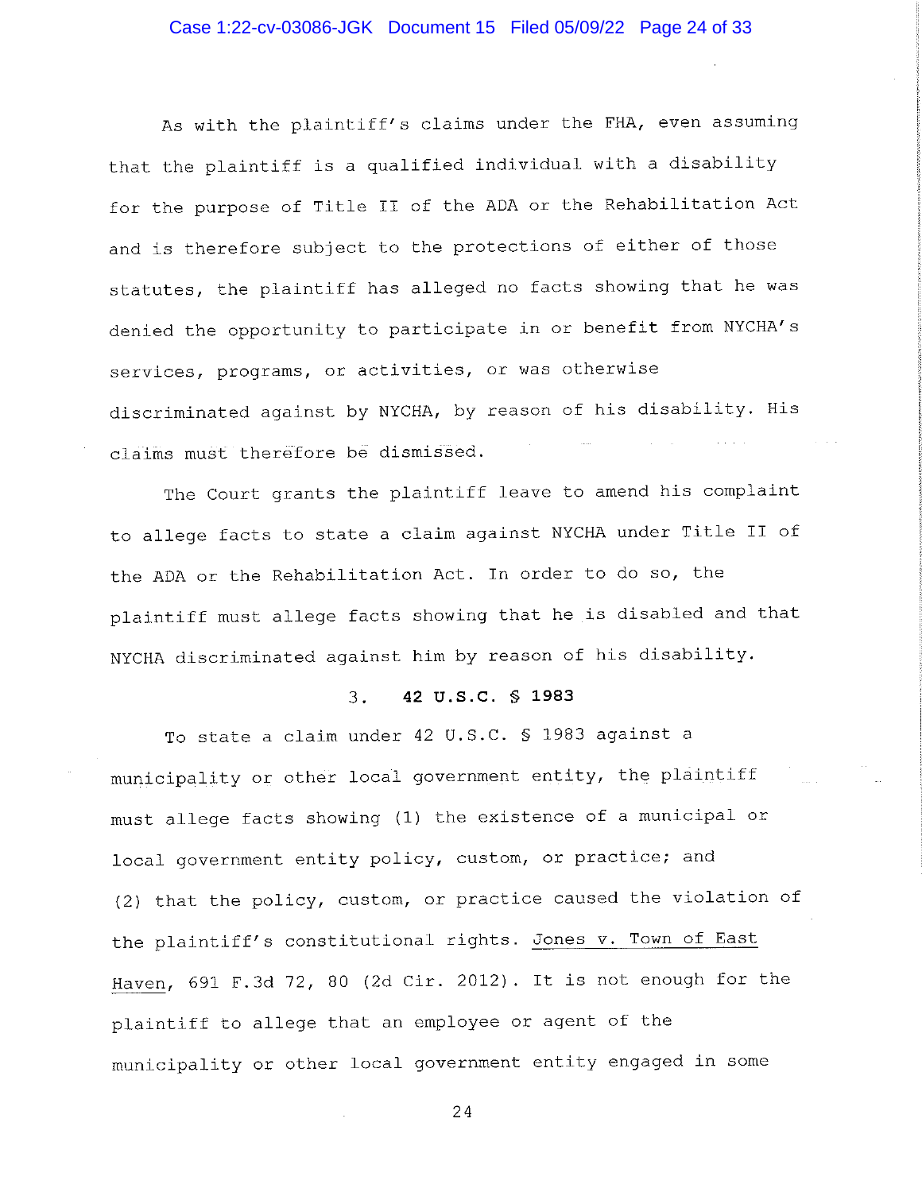As with the plaintiff's claims under the FHA, even assuming that the plaintiff is a qualified individual with a disability for the purpose of Title II of the ADA or the Rehabilitation Act and is therefore subject to the protections of either of those statutes, the plaintiff has alleged no facts showing that he was denied the opportunity to participate in or benefit from NYCHA's services, programs, or activities, or was otherwise discriminated against by NYCHA, by reason of his disability. His claims must therefore be dismissed.

The Court grants the plaintiff leave to amend his complaint to allege facts to state a claim against NYCHA under Title II of the ADA or the Rehabilitation Act. In order to do so, the plaintiff must allege facts showing that he is disabled and that NYCHA discriminated against him by reason of his disability.

### 3. **42 U.S.C. § 1983**

To state a claim under 42 U.S.C. § 1983 against a municipality or other local government entity, the plaintiff must allege facts showing (1) the existence of a municipal or local government entity policy, custom, or practice; and (2) that the policy, custom, or practice caused the violation of the plaintiff's constitutional rights. Jones v. Town of East Haven, 691 F.3d 72, 80 (2d Cir. 2012). It is not enough for the plaintiff to allege that an employee or agent of the municipality or other local government entity engaged in some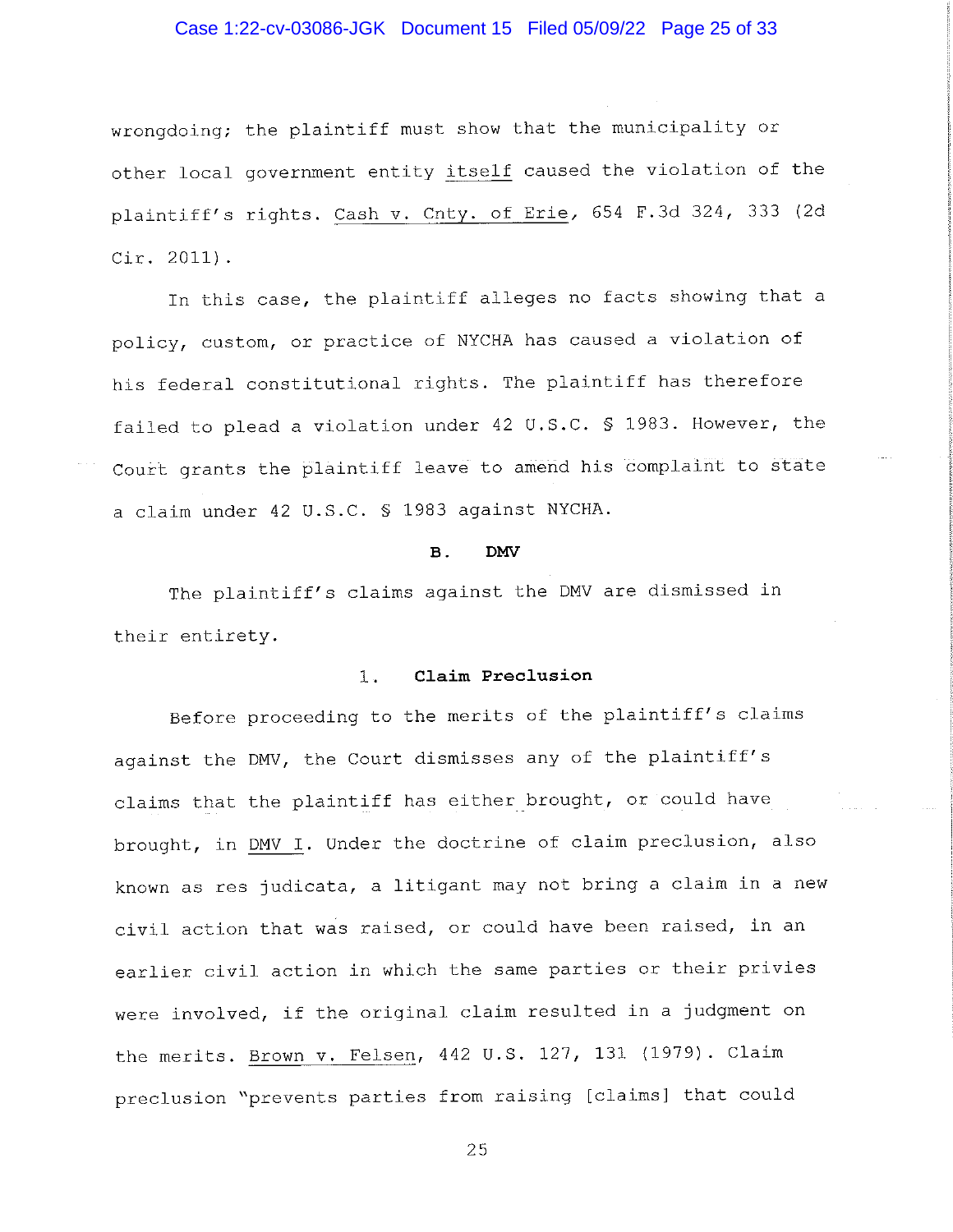wrongdoing; the plaintiff must show that the municipality or other local government entity itself caused the violation of the plaintiff's rights. Cash v. Cnty. of Erie, 654 F.3d 324, 333 (2d Cir. 2011).

In this case, the plaintiff alleges no facts showing that a policy, custom, or practice of NYCHA has caused a violation of his federal constitutional rights. The plaintiff has therefore failed to plead a violation under 42 U.S.C. § 1983. However, the Court grants the plaintiff leave to amend his complaint to state a claim under 42 U.S.C. § 1983 against NYCHA.

### B. DMV

The plaintiff's claims against the DMV are dismissed in their entirety.

#### 1. Claim Preclusion

Before proceeding to the merits of the plaintiff's claims against the DMV, the Court dismisses any of the plaintiff's claims that the plaintiff has either brought, or could have brought, in DMV I. Under the doctrine of claim preclusion, also known as res judicata, a litigant may not bring a claim in a new civil action that was raised, or could have been raised, in an earlier civil action in which the same parties or their privies were involved, if the original claim resulted in a judgment on the merits. Brown v. Felsen, 442 U.S. 127, 131 (1979). Claim preclusion "prevents parties from raising [claims] that could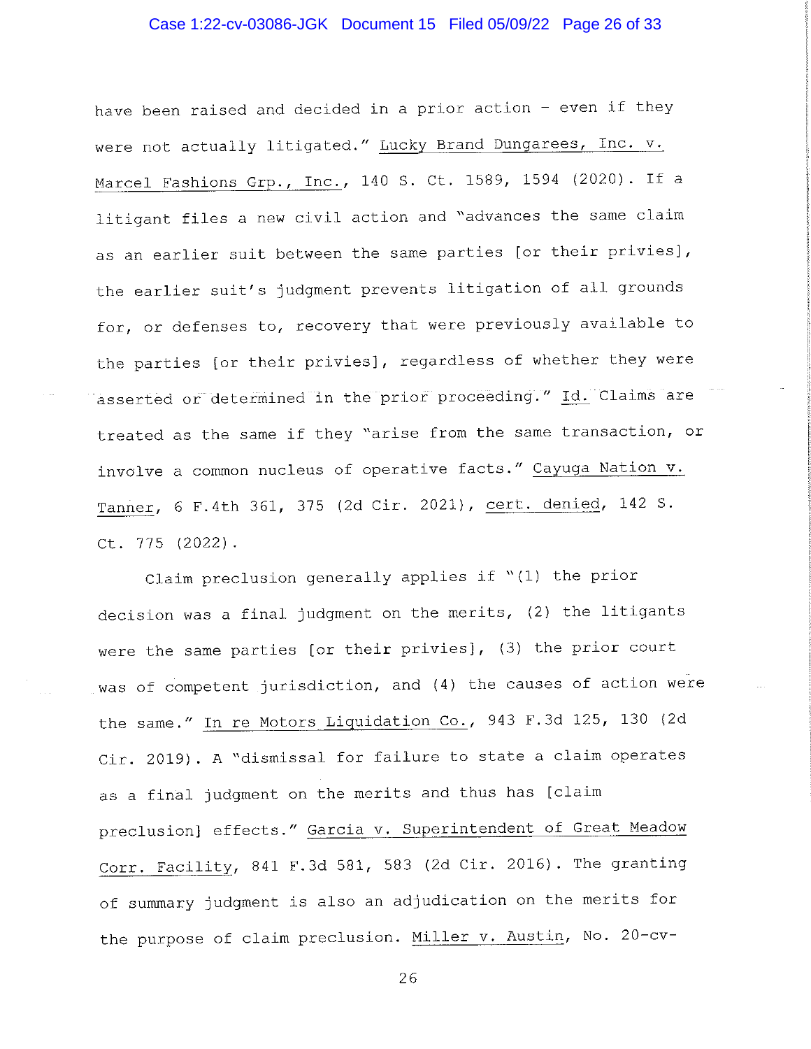have been raised and decided in a prior action – even if they were not actually litigated." Lucky Brand Dungarees, Inc. v. Marcel Fashions Grp., Inc., 140 S. Ct. 1589, 1594 (2020). If a litigant files a new civil action and "advances the same claim as an earlier suit between the same parties [or their privies], the earlier suit's judgment prevents litigation of all grounds for, or defenses to, recovery that were previously available to the parties [or their privies], regardless of whether they were asserted or determined in the prior proceeding." Id. Claims are treated as the same if they "arise from the same transaction, or involve a common nucleus of operative facts." Cayuga Nation v. Tanner, 6 F.4th 361, 375 (2d Cir. 2021), cert. denied, 142 S. Ct. 775 (2022).

Claim preclusion generally applies if "(1) the prior decision was a final judgment on the merits, (2) the litigants were the same parties [or their privies], (3) the prior court was of competent jurisdiction, and (4) the causes of action were the same." In re Motors Liquidation Co., 943 F.3d 125, 130 (2d Cir. 2019). A "dismissal for failure to state a claim operates as a final judgment on the merits and thus has [claim preclusion] effects." Garcia v. Superintendent of Great Meadow Corr. Facility, 841 F.3d 581, 583 (2d Cir. 2016). The granting of summary judgment is also an adjudication on the merits for the purpose of claim preclusion. Miller v. Austin, No. 20-cv-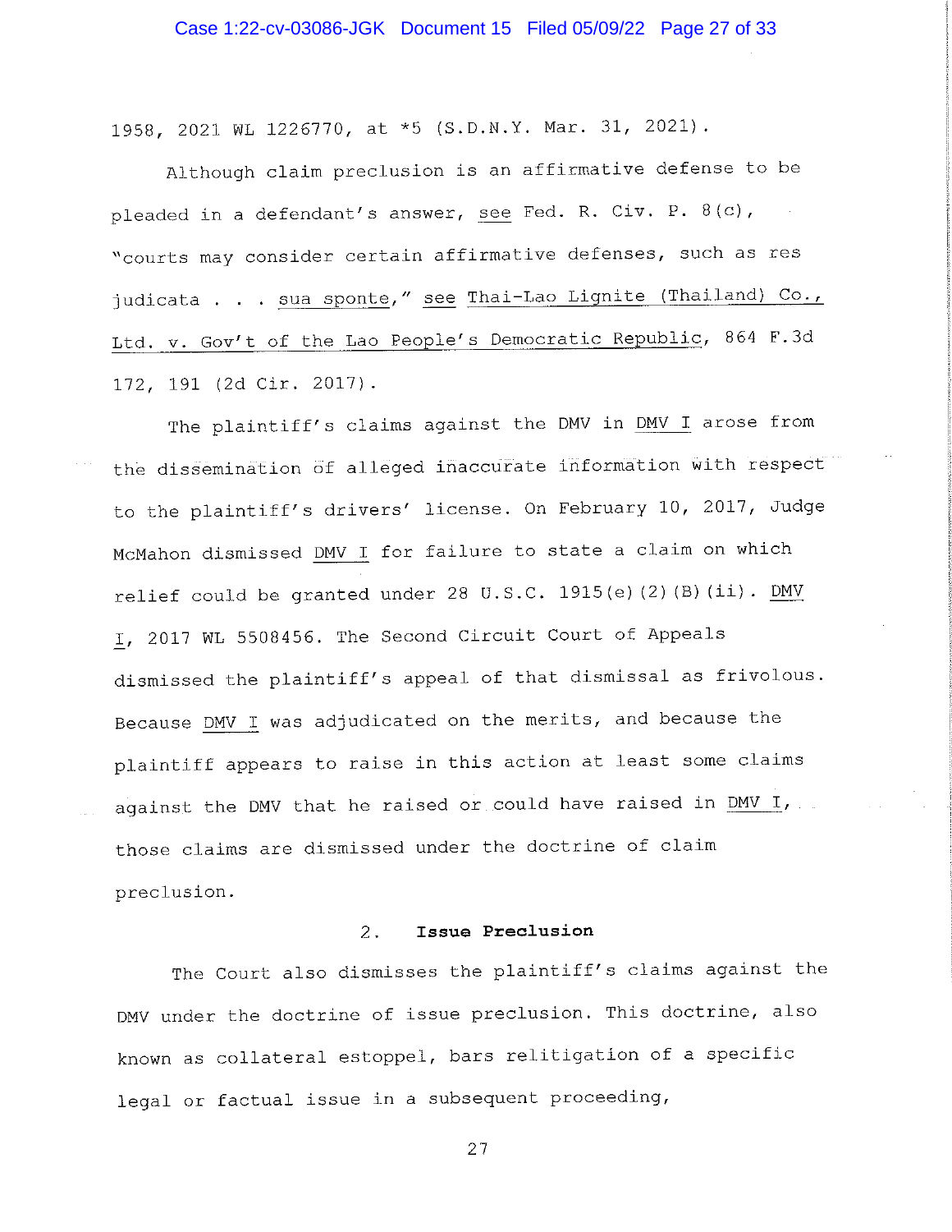1958, 2021 WL 1226770, at *5 (S.D.N.Y. Mar. 31, 2021).

Although claim preclusion is an affirmative defense to be pleaded in a defendant's answer, see Fed. R. Civ. P. 8(c), "courts may consider certain affirmative defenses, such as res judicata . . . sua sponte," see Thai-Lao Lignite (Thailand) Co., Ltd. v. Gov't of the Lao People's Democratic Republic, 864 F.3d 172, 191 (2d Cir. 2017).

The plaintiff's claims against the DMV in DMV I arose from the dissemination of alleged inaccurate information with respect to the plaintiff's drivers' license. On February 10, 2017, Judge McMahon dismissed DMV I for failure to state a claim on which relief could be granted under 28 U.S.C. 1915(e)(2)(B)(ii). DMV I, 2017 WL 5508456. The Second Circuit Court of Appeals dismissed the plaintiff's appeal of that dismissal as frivolous. Because DMV I was adjudicated on the merits, and because the plaintiff appears to raise in this action at least some claims against the DMV that he raised or could have raised in DMV I, those claims are dismissed under the doctrine of claim preclusion.

### 2. Issue Preclusion

The Court also dismisses the plaintiff's claims against the DMV under the doctrine of issue preclusion. This doctrine, also known as collateral estoppel, bars relitigation of a specific legal or factual issue in a subsequent proceeding,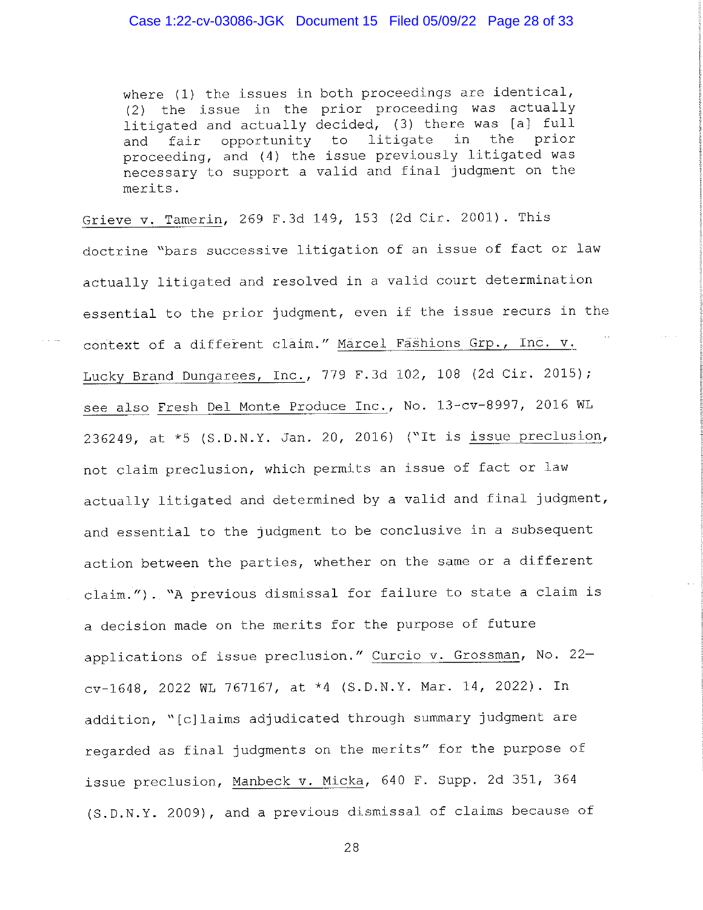> where (1) the issues in both proceedings are identical, (2) the issue in the prior proceeding was actually litigated and actually decided, (3) there was [a] full and fair opportunity to litigate in the prior proceeding, and (4) the issue previously litigated was necessary to support a valid and final judgment on the merits.

Grieve v. Tamerin, 269 F.3d 149, 153 (2d Cir. 2001). This doctrine "bars successive litigation of an issue of fact or law actually litigated and resolved in a valid court determination essential to the prior judgment, even if the issue recurs in the context of a different claim." Marcel Fashions Grp., Inc. v. Lucky Brand Dungarees, Inc., 779 F.3d 102, 108 (2d Cir. 2015); see also Fresh Del Monte Produce Inc., No. 13-cv-8997, 2016 WL 236249, at *5 (S.D.N.Y. Jan. 20, 2016) ("It is issue preclusion, not claim preclusion, which permits an issue of fact or law actually litigated and determined by a valid and final judgment, and essential to the judgment to be conclusive in a subsequent action between the parties, whether on the same or a different claim."). "A previous dismissal for failure to state a claim is a decision made on the merits for the purpose of future applications of issue preclusion." Curcio v. Grossman, No. 22-cv-1648, 2022 WL 767167, at *4 (S.D.N.Y. Mar. 14, 2022). In addition, "[c]laims adjudicated through summary judgment are regarded as final judgments on the merits" for the purpose of issue preclusion, Manbeck v. Micka, 640 F. Supp. 2d 351, 364 (S.D.N.Y. 2009), and a previous dismissal of claims because of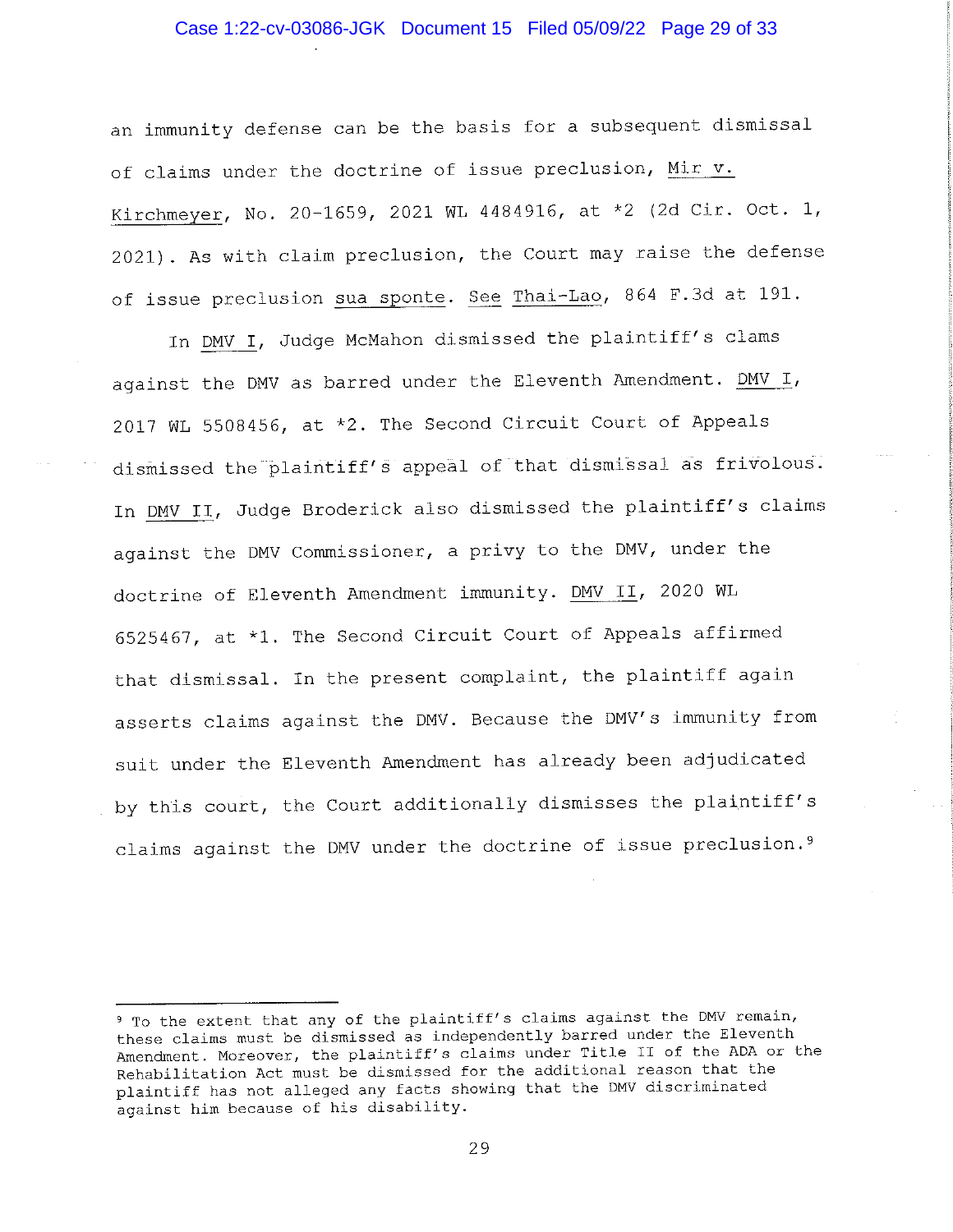an immunity defense can be the basis for a subsequent dismissal of claims under the doctrine of issue preclusion, Mir v. Kirchmeyer, No. 20-1659, 2021 WL 4484916, at *2 (2d Cir. Oct. 1, 2021). As with claim preclusion, the Court may raise the defense of issue preclusion sua sponte. See Thai-Lao, 864 F.3d at 191.

In DMV I, Judge McMahon dismissed the plaintiff's clams against the DMV as barred under the Eleventh Amendment. DMV I, 2017 WL 5508456, at *2. The Second Circuit Court of Appeals dismissed the plaintiff's appeal of that dismissal as frivolous. In DMV II, Judge Broderick also dismissed the plaintiff's claims against the DMV Commissioner, a privy to the DMV, under the doctrine of Eleventh Amendment immunity. DMV II, 2020 WL 6525467, at *1. The Second Circuit Court of Appeals affirmed that dismissal. In the present complaint, the plaintiff again asserts claims against the DMV. Because the DMV's immunity from suit under the Eleventh Amendment has already been adjudicated by this court, the Court additionally dismisses the plaintiff's claims against the DMV under the doctrine of issue preclusion.[9]

---

[9] To the extent that any of the plaintiff's claims against the DMV remain, these claims must be dismissed as independently barred under the Eleventh Amendment. Moreover, the plaintiff's claims under Title II of the ADA or the Rehabilitation Act must be dismissed for the additional reason that the plaintiff has not alleged any facts showing that the DMV discriminated against him because of his disability.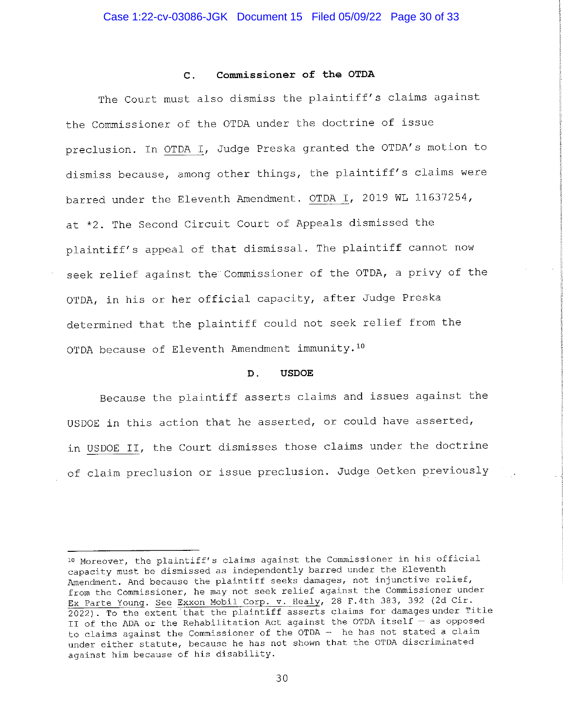### C. Commissioner of the OTDA

The Court must also dismiss the plaintiff's claims against the Commissioner of the OTDA under the doctrine of issue preclusion. In OTDA I, Judge Preska granted the OTDA's motion to dismiss because, among other things, the plaintiff's claims were barred under the Eleventh Amendment. OTDA I, 2019 WL 11637254, at *2. The Second Circuit Court of Appeals dismissed the plaintiff's appeal of that dismissal. The plaintiff cannot now seek relief against the Commissioner of the OTDA, a privy of the OTDA, in his or her official capacity, after Judge Preska determined that the plaintiff could not seek relief from the OTDA because of Eleventh Amendment immunity.[10]

### D. USDOE

Because the plaintiff asserts claims and issues against the USDOE in this action that he asserted, or could have asserted, in USDOE II, the Court dismisses those claims under the doctrine of claim preclusion or issue preclusion. Judge Oetken previously

---

[10] Moreover, the plaintiff's claims against the Commissioner in his official capacity must be dismissed as independently barred under the Eleventh Amendment. And because the plaintiff seeks damages, not injunctive relief, from the Commissioner, he may not seek relief against the Commissioner under Ex Parte Young. See Exxon Mobil Corp. v. Healy, 28 F.4th 383, 392 (2d Cir. 2022). To the extent that the plaintiff asserts claims for damages under Title II of the ADA or the Rehabilitation Act against the OTDA itself — as opposed to claims against the Commissioner of the OTDA — he has not stated a claim under either statute, because he has not shown that the OTDA discriminated against him because of his disability.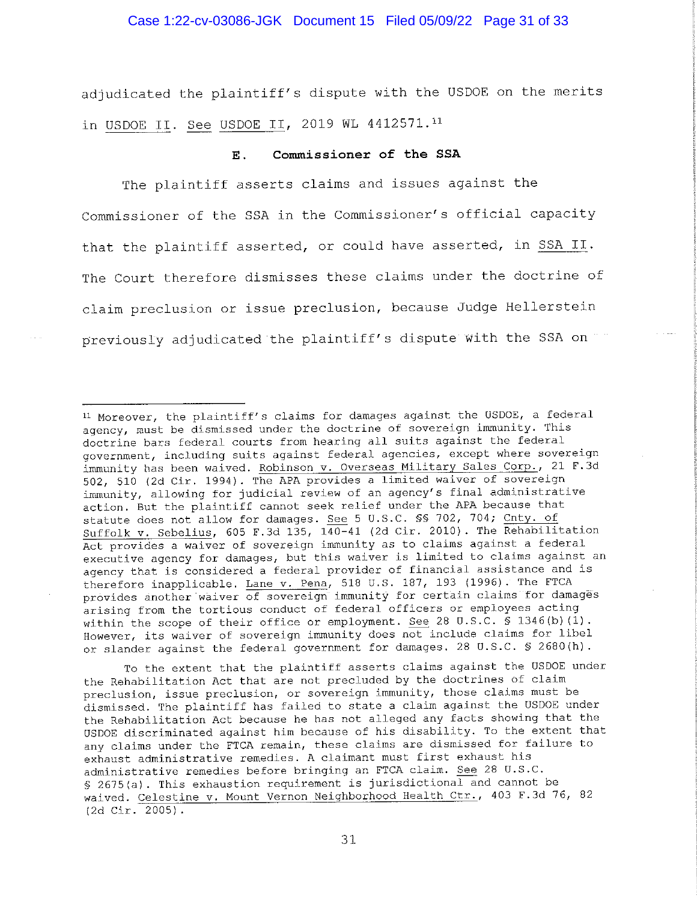adjudicated the plaintiff's dispute with the USDOE on the merits in USDOE II. See USDOE II, 2019 WL 4412571.[11]

### E. Commissioner of the SSA

The plaintiff asserts claims and issues against the Commissioner of the SSA in the Commissioner's official capacity that the plaintiff asserted, or could have asserted, in SSA II. The Court therefore dismisses these claims under the doctrine of claim preclusion or issue preclusion, because Judge Hellerstein previously adjudicated the plaintiff's dispute with the SSA on

---

[11] Moreover, the plaintiff's claims for damages against the USDOE, a federal agency, must be dismissed under the doctrine of sovereign immunity. This doctrine bars federal courts from hearing all suits against the federal government, including suits against federal agencies, except where sovereign immunity has been waived. Robinson v. Overseas Military Sales Corp., 21 F.3d 502, 510 (2d Cir. 1994). The APA provides a limited waiver of sovereign immunity, allowing for judicial review of an agency's final administrative action. But the plaintiff cannot seek relief under the APA because that statute does not allow for damages. See 5 U.S.C. §§ 702, 704; Cnty. of Suffolk v. Sebelius, 605 F.3d 135, 140-41 (2d Cir. 2010). The Rehabilitation Act provides a waiver of sovereign immunity as to claims against a federal executive agency for damages, but this waiver is limited to claims against an agency that is considered a federal provider of financial assistance and is therefore inapplicable. Lane v. Pena, 518 U.S. 187, 193 (1996). The FTCA provides another waiver of sovereign immunity for certain claims for damages arising from the tortious conduct of federal officers or employees acting within the scope of their office or employment. See 28 U.S.C. § 1346(b)(1). However, its waiver of sovereign immunity does not include claims for libel or slander against the federal government for damages. 28 U.S.C. § 2680(h).

To the extent that the plaintiff asserts claims against the USDOE under the Rehabilitation Act that are not precluded by the doctrines of claim preclusion, issue preclusion, or sovereign immunity, those claims must be dismissed. The plaintiff has failed to state a claim against the USDOE under the Rehabilitation Act because he has not alleged any facts showing that the USDOE discriminated against him because of his disability. To the extent that any claims under the FTCA remain, these claims are dismissed for failure to exhaust administrative remedies. A claimant must first exhaust his administrative remedies before bringing an FTCA claim. See 28 U.S.C. § 2675(a). This exhaustion requirement is jurisdictional and cannot be waived. Celestine v. Mount Vernon Neighborhood Health Ctr., 403 F.3d 76, 82 (2d Cir. 2005).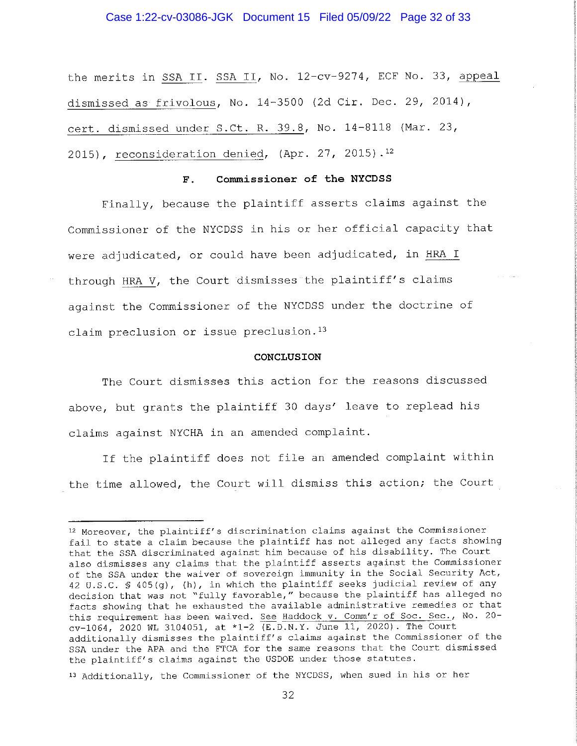the merits in SSA II. SSA II, No. 12-cv-9274, ECF No. 33, appeal dismissed as frivolous, No. 14-3500 (2d Cir. Dec. 29, 2014), cert. dismissed under S.Ct. R. 39.8, No. 14-8118 (Mar. 23, 2015), reconsideration denied, (Apr. 27, 2015).[12]

### F. Commissioner of the NYCDSS

Finally, because the plaintiff asserts claims against the Commissioner of the NYCDSS in his or her official capacity that were adjudicated, or could have been adjudicated, in HRA I through HRA V, the Court dismisses the plaintiff's claims against the Commissioner of the NYCDSS under the doctrine of claim preclusion or issue preclusion.[13]

## CONCLUSION

The Court dismisses this action for the reasons discussed above, but grants the plaintiff 30 days' leave to replead his claims against NYCHA in an amended complaint.

If the plaintiff does not file an amended complaint within the time allowed, the Court will dismiss this action; the Court

---

[12] Moreover, the plaintiff's discrimination claims against the Commissioner fail to state a claim because the plaintiff has not alleged any facts showing that the SSA discriminated against him because of his disability. The Court also dismisses any claims that the plaintiff asserts against the Commissioner of the SSA under the waiver of sovereign immunity in the Social Security Act, 42 U.S.C. § 405(g), (h), in which the plaintiff seeks judicial review of any decision that was not "fully favorable," because the plaintiff has alleged no facts showing that he exhausted the available administrative remedies or that this requirement has been waived. See Haddock v. Comm'r of Soc. Sec., No. 20-cv-1064, 2020 WL 3104051, at *1-2 (E.D.N.Y. June 11, 2020). The Court additionally dismisses the plaintiff's claims against the Commissioner of the SSA under the APA and the FTCA for the same reasons that the Court dismissed the plaintiff's claims against the USDOE under those statutes.

[13] Additionally, the Commissioner of the NYCDSS, when sued in his or her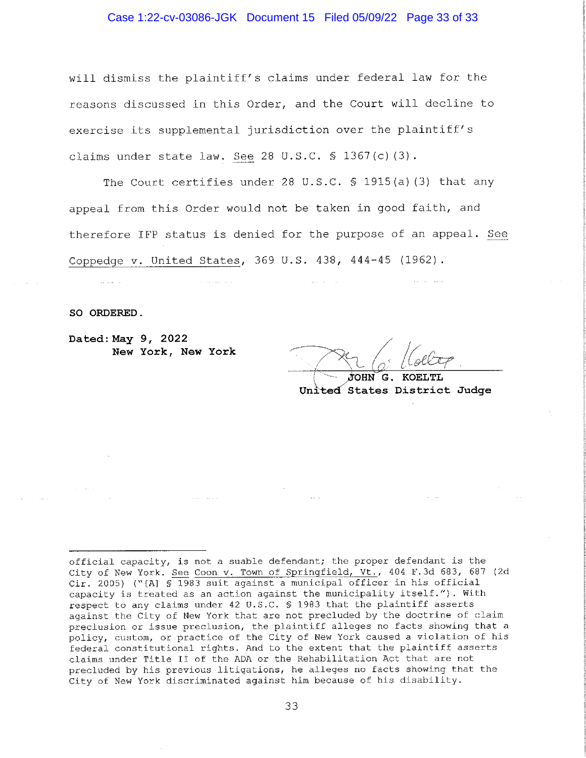will dismiss the plaintiff's claims under federal law for the reasons discussed in this Order, and the Court will decline to exercise its supplemental jurisdiction over the plaintiff's claims under state law. See 28 U.S.C. § 1367(c)(3).

The Court certifies under 28 U.S.C. § 1915(a)(3) that any appeal from this Order would not be taken in good faith, and therefore IFP status is denied for the purpose of an appeal. See Coppedge v. United States, 369 U.S. 438, 444-45 (1962).

**SO ORDERED.**

**Dated: May 9, 2022**
**New York, New York**

**JOHN G. KOELTL**
**United States District Judge**

---

official capacity, is not a suable defendant; the proper defendant is the City of New York. See Coon v. Town of Springfield, Vt., 404 F.3d 683, 687 (2d Cir. 2005) ("[A] § 1983 suit against a municipal officer in his official capacity is treated as an action against the municipality itself."). With respect to any claims under 42 U.S.C. § 1983 that the plaintiff asserts against the City of New York that are not precluded by the doctrine of claim preclusion or issue preclusion, the plaintiff alleges no facts showing that a policy, custom, or practice of the City of New York caused a violation of his federal constitutional rights. And to the extent that the plaintiff asserts claims under Title II of the ADA or the Rehabilitation Act that are not precluded by his previous litigations, he alleges no facts showing that the City of New York discriminated against him because of his disability.